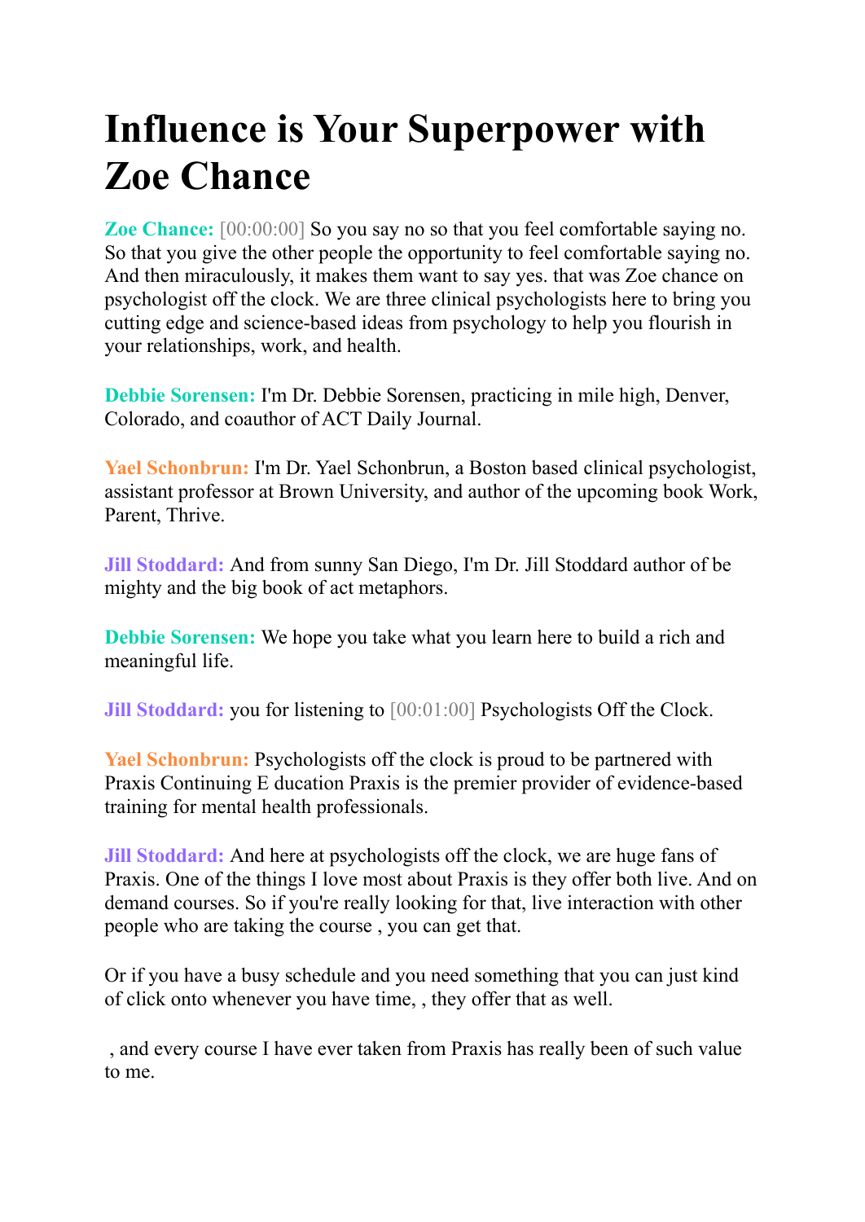# Influence is Your Superpower with Zoe Chance

**Zoe Chance:** [00:00:00] So you say no so that you feel comfortable saying no. So that you give the other people the opportunity to feel comfortable saying no. And then miraculously, it makes them want to say yes. that was Zoe chance on psychologist off the clock. We are three clinical psychologists here to bring you cutting edge and science-based ideas from psychology to help you flourish in your relationships, work, and health.

**Debbie Sorensen:** I'm Dr. Debbie Sorensen, practicing in mile high, Denver, Colorado, and coauthor of ACT Daily Journal.

**Yael Schonbrun:** I'm Dr. Yael Schonbrun, a Boston based clinical psychologist, assistant professor at Brown University, and author of the upcoming book Work, Parent, Thrive.

**Jill Stoddard:** And from sunny San Diego, I'm Dr. Jill Stoddard author of be mighty and the big book of act metaphors.

**Debbie Sorensen:** We hope you take what you learn here to build a rich and meaningful life.

**Jill Stoddard:** you for listening to [00:01:00] Psychologists Off the Clock.

**Yael Schonbrun:** Psychologists off the clock is proud to be partnered with Praxis Continuing E ducation Praxis is the premier provider of evidence-based training for mental health professionals.

**Jill Stoddard:** And here at psychologists off the clock, we are huge fans of Praxis. One of the things I love most about Praxis is they offer both live. And on demand courses. So if you're really looking for that, live interaction with other people who are taking the course , you can get that.

Or if you have a busy schedule and you need something that you can just kind of click onto whenever you have time, , they offer that as well.

, and every course I have ever taken from Praxis has really been of such value to me.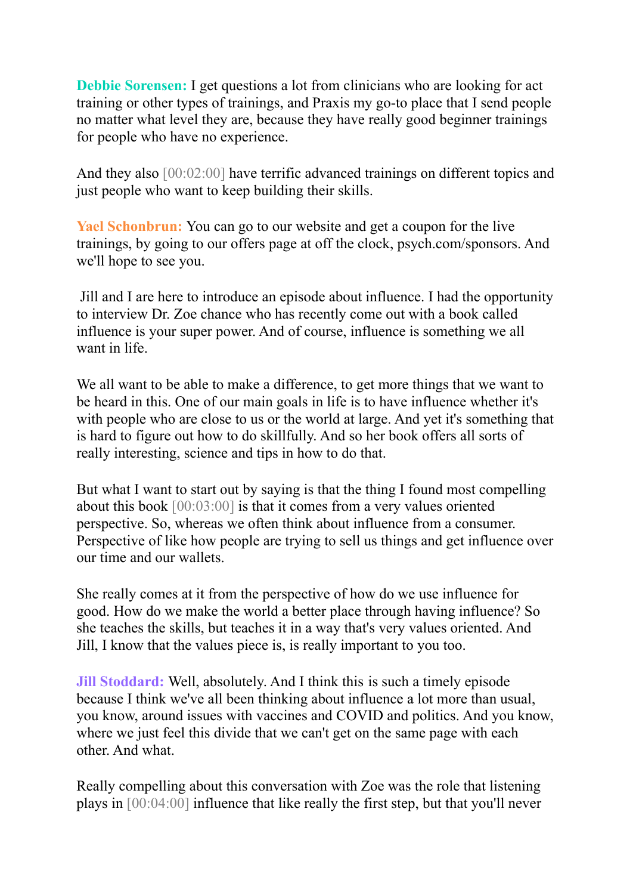**Debbie Sorensen:** I get questions a lot from clinicians who are looking for act training or other types of trainings, and Praxis my go-to place that I send people no matter what level they are, because they have really good beginner trainings for people who have no experience.

And they also [00:02:00] have terrific advanced trainings on different topics and just people who want to keep building their skills.

**Yael Schonbrun:** You can go to our website and get a coupon for the live trainings, by going to our offers page at off the clock, psych.com/sponsors. And we'll hope to see you.

Jill and I are here to introduce an episode about influence. I had the opportunity to interview Dr. Zoe chance who has recently come out with a book called influence is your super power. And of course, influence is something we all want in life.

We all want to be able to make a difference, to get more things that we want to be heard in this. One of our main goals in life is to have influence whether it's with people who are close to us or the world at large. And yet it's something that is hard to figure out how to do skillfully. And so her book offers all sorts of really interesting, science and tips in how to do that.

But what I want to start out by saying is that the thing I found most compelling about this book [00:03:00] is that it comes from a very values oriented perspective. So, whereas we often think about influence from a consumer. Perspective of like how people are trying to sell us things and get influence over our time and our wallets.

She really comes at it from the perspective of how do we use influence for good. How do we make the world a better place through having influence? So she teaches the skills, but teaches it in a way that's very values oriented. And Jill, I know that the values piece is, is really important to you too.

**Jill Stoddard:** Well, absolutely. And I think this is such a timely episode because I think we've all been thinking about influence a lot more than usual, you know, around issues with vaccines and COVID and politics. And you know, where we just feel this divide that we can't get on the same page with each other. And what.

Really compelling about this conversation with Zoe was the role that listening plays in [00:04:00] influence that like really the first step, but that you'll never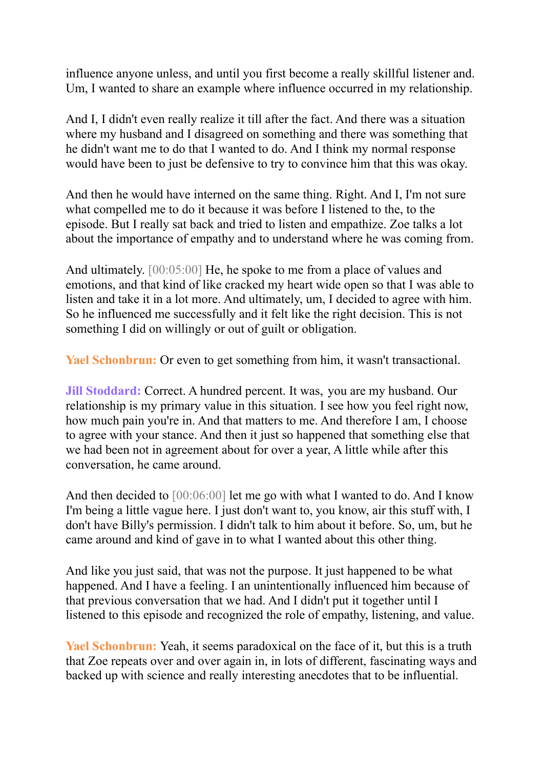influence anyone unless, and until you first become a really skillful listener and. Um, I wanted to share an example where influence occurred in my relationship.

And I, I didn't even really realize it till after the fact. And there was a situation where my husband and I disagreed on something and there was something that he didn't want me to do that I wanted to do. And I think my normal response would have been to just be defensive to try to convince him that this was okay.

And then he would have interned on the same thing. Right. And I, I'm not sure what compelled me to do it because it was before I listened to the, to the episode. But I really sat back and tried to listen and empathize. Zoe talks a lot about the importance of empathy and to understand where he was coming from.

And ultimately. [00:05:00] He, he spoke to me from a place of values and emotions, and that kind of like cracked my heart wide open so that I was able to listen and take it in a lot more. And ultimately, um, I decided to agree with him. So he influenced me successfully and it felt like the right decision. This is not something I did on willingly or out of guilt or obligation.

**Yael Schonbrun:** Or even to get something from him, it wasn't transactional.

**Jill Stoddard:** Correct. A hundred percent. It was, you are my husband. Our relationship is my primary value in this situation. I see how you feel right now, how much pain you're in. And that matters to me. And therefore I am, I choose to agree with your stance. And then it just so happened that something else that we had been not in agreement about for over a year, A little while after this conversation, he came around.

And then decided to [00:06:00] let me go with what I wanted to do. And I know I'm being a little vague here. I just don't want to, you know, air this stuff with, I don't have Billy's permission. I didn't talk to him about it before. So, um, but he came around and kind of gave in to what I wanted about this other thing.

And like you just said, that was not the purpose. It just happened to be what happened. And I have a feeling. I an unintentionally influenced him because of that previous conversation that we had. And I didn't put it together until I listened to this episode and recognized the role of empathy, listening, and value.

**Yael Schonbrun:** Yeah, it seems paradoxical on the face of it, but this is a truth that Zoe repeats over and over again in, in lots of different, fascinating ways and backed up with science and really interesting anecdotes that to be influential.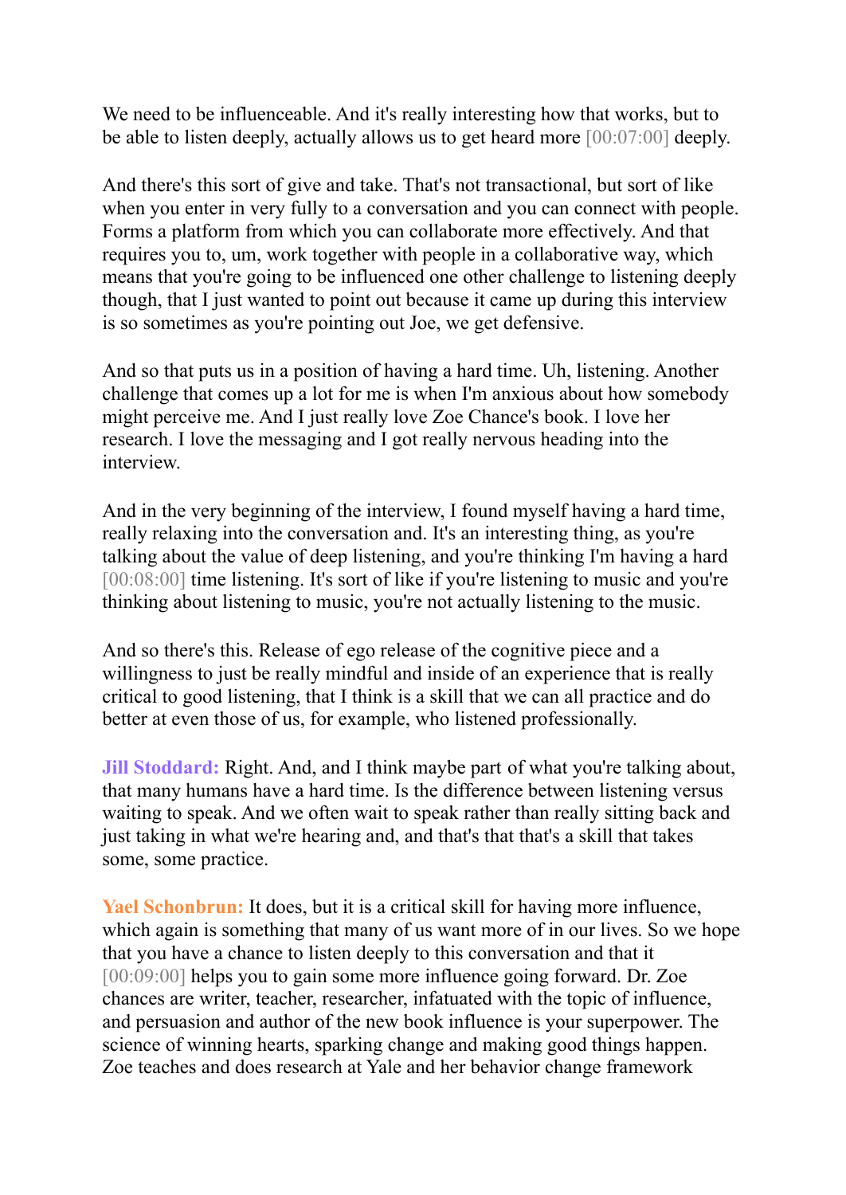We need to be influenceable. And it's really interesting how that works, but to be able to listen deeply, actually allows us to get heard more [00:07:00] deeply.

And there's this sort of give and take. That's not transactional, but sort of like when you enter in very fully to a conversation and you can connect with people. Forms a platform from which you can collaborate more effectively. And that requires you to, um, work together with people in a collaborative way, which means that you're going to be influenced one other challenge to listening deeply though, that I just wanted to point out because it came up during this interview is so sometimes as you're pointing out Joe, we get defensive.

And so that puts us in a position of having a hard time. Uh, listening. Another challenge that comes up a lot for me is when I'm anxious about how somebody might perceive me. And I just really love Zoe Chance's book. I love her research. I love the messaging and I got really nervous heading into the interview.

And in the very beginning of the interview, I found myself having a hard time, really relaxing into the conversation and. It's an interesting thing, as you're talking about the value of deep listening, and you're thinking I'm having a hard [00:08:00] time listening. It's sort of like if you're listening to music and you're thinking about listening to music, you're not actually listening to the music.

And so there's this. Release of ego release of the cognitive piece and a willingness to just be really mindful and inside of an experience that is really critical to good listening, that I think is a skill that we can all practice and do better at even those of us, for example, who listened professionally.

**Jill Stoddard:** Right. And, and I think maybe part of what you're talking about, that many humans have a hard time. Is the difference between listening versus waiting to speak. And we often wait to speak rather than really sitting back and just taking in what we're hearing and, and that's that that's a skill that takes some, some practice.

**Yael Schonbrun:** It does, but it is a critical skill for having more influence, which again is something that many of us want more of in our lives. So we hope that you have a chance to listen deeply to this conversation and that it [00:09:00] helps you to gain some more influence going forward. Dr. Zoe chances are writer, teacher, researcher, infatuated with the topic of influence, and persuasion and author of the new book influence is your superpower. The science of winning hearts, sparking change and making good things happen. Zoe teaches and does research at Yale and her behavior change framework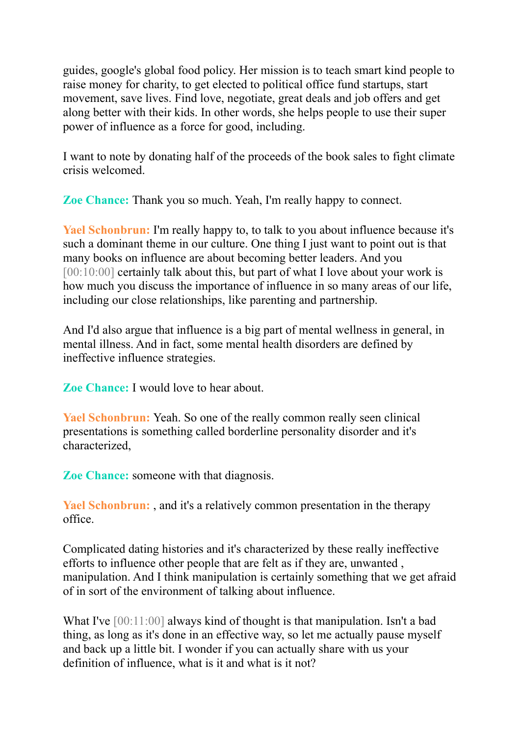guides, google's global food policy. Her mission is to teach smart kind people to raise money for charity, to get elected to political office fund startups, start movement, save lives. Find love, negotiate, great deals and job offers and get along better with their kids. In other words, she helps people to use their super power of influence as a force for good, including.

I want to note by donating half of the proceeds of the book sales to fight climate crisis welcomed.

**Zoe Chance:** Thank you so much. Yeah, I'm really happy to connect.

**Yael Schonbrun:** I'm really happy to, to talk to you about influence because it's such a dominant theme in our culture. One thing I just want to point out is that many books on influence are about becoming better leaders. And you [00:10:00] certainly talk about this, but part of what I love about your work is how much you discuss the importance of influence in so many areas of our life, including our close relationships, like parenting and partnership.

And I'd also argue that influence is a big part of mental wellness in general, in mental illness. And in fact, some mental health disorders are defined by ineffective influence strategies.

**Zoe Chance:** I would love to hear about.

**Yael Schonbrun:** Yeah. So one of the really common really seen clinical presentations is something called borderline personality disorder and it's characterized,

**Zoe Chance:** someone with that diagnosis.

**Yael Schonbrun:** , and it's a relatively common presentation in the therapy office.

Complicated dating histories and it's characterized by these really ineffective efforts to influence other people that are felt as if they are, unwanted , manipulation. And I think manipulation is certainly something that we get afraid of in sort of the environment of talking about influence.

What I've [00:11:00] always kind of thought is that manipulation. Isn't a bad thing, as long as it's done in an effective way, so let me actually pause myself and back up a little bit. I wonder if you can actually share with us your definition of influence, what is it and what is it not?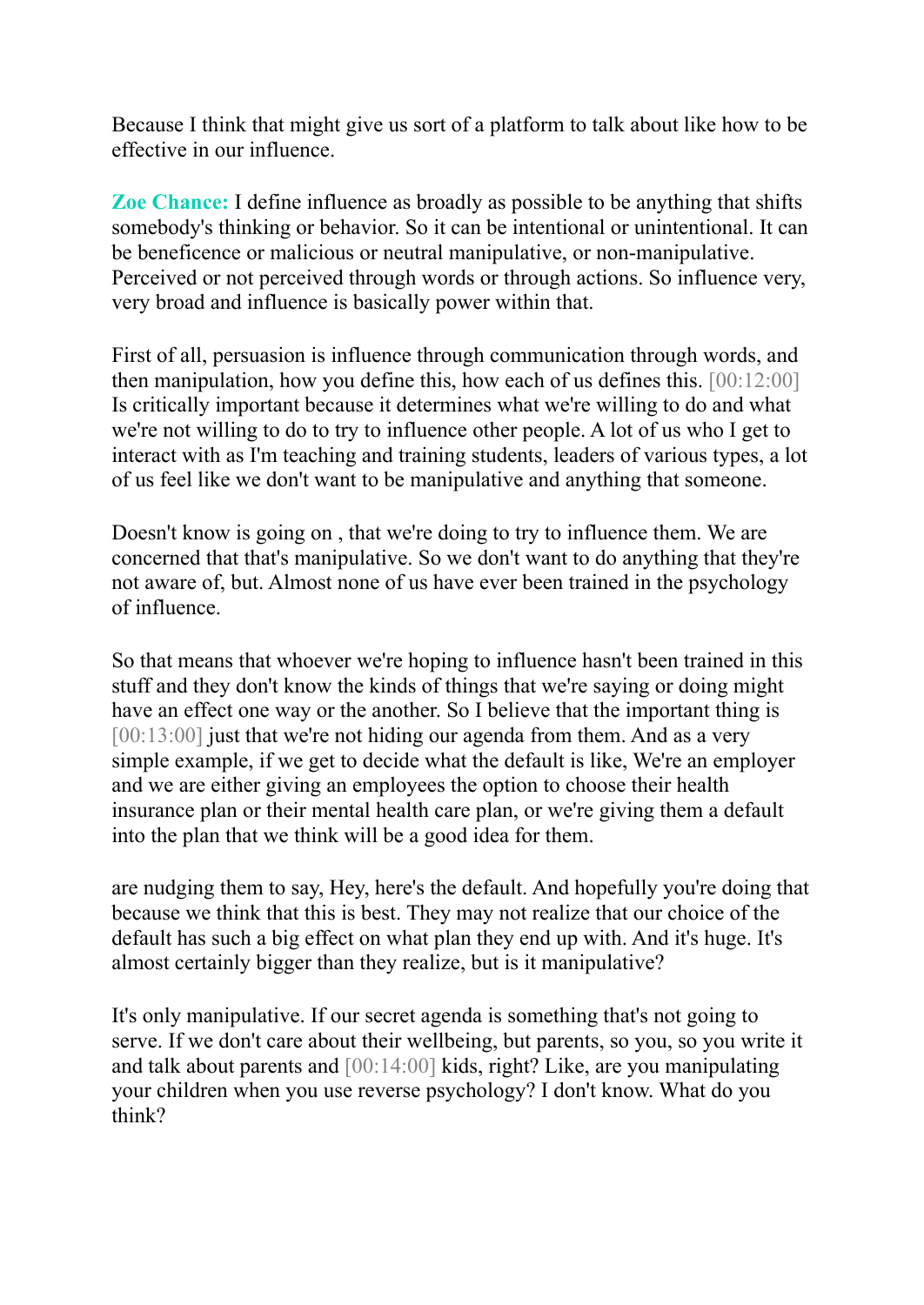Because I think that might give us sort of a platform to talk about like how to be effective in our influence.

**Zoe Chance:** I define influence as broadly as possible to be anything that shifts somebody's thinking or behavior. So it can be intentional or unintentional. It can be beneficence or malicious or neutral manipulative, or non-manipulative. Perceived or not perceived through words or through actions. So influence very, very broad and influence is basically power within that.

First of all, persuasion is influence through communication through words, and then manipulation, how you define this, how each of us defines this. [00:12:00] Is critically important because it determines what we're willing to do and what we're not willing to do to try to influence other people. A lot of us who I get to interact with as I'm teaching and training students, leaders of various types, a lot of us feel like we don't want to be manipulative and anything that someone.

Doesn't know is going on , that we're doing to try to influence them. We are concerned that that's manipulative. So we don't want to do anything that they're not aware of, but. Almost none of us have ever been trained in the psychology of influence.

So that means that whoever we're hoping to influence hasn't been trained in this stuff and they don't know the kinds of things that we're saying or doing might have an effect one way or the another. So I believe that the important thing is [00:13:00] just that we're not hiding our agenda from them. And as a very simple example, if we get to decide what the default is like, We're an employer and we are either giving an employees the option to choose their health insurance plan or their mental health care plan, or we're giving them a default into the plan that we think will be a good idea for them.

are nudging them to say, Hey, here's the default. And hopefully you're doing that because we think that this is best. They may not realize that our choice of the default has such a big effect on what plan they end up with. And it's huge. It's almost certainly bigger than they realize, but is it manipulative?

It's only manipulative. If our secret agenda is something that's not going to serve. If we don't care about their wellbeing, but parents, so you, so you write it and talk about parents and [00:14:00] kids, right? Like, are you manipulating your children when you use reverse psychology? I don't know. What do you think?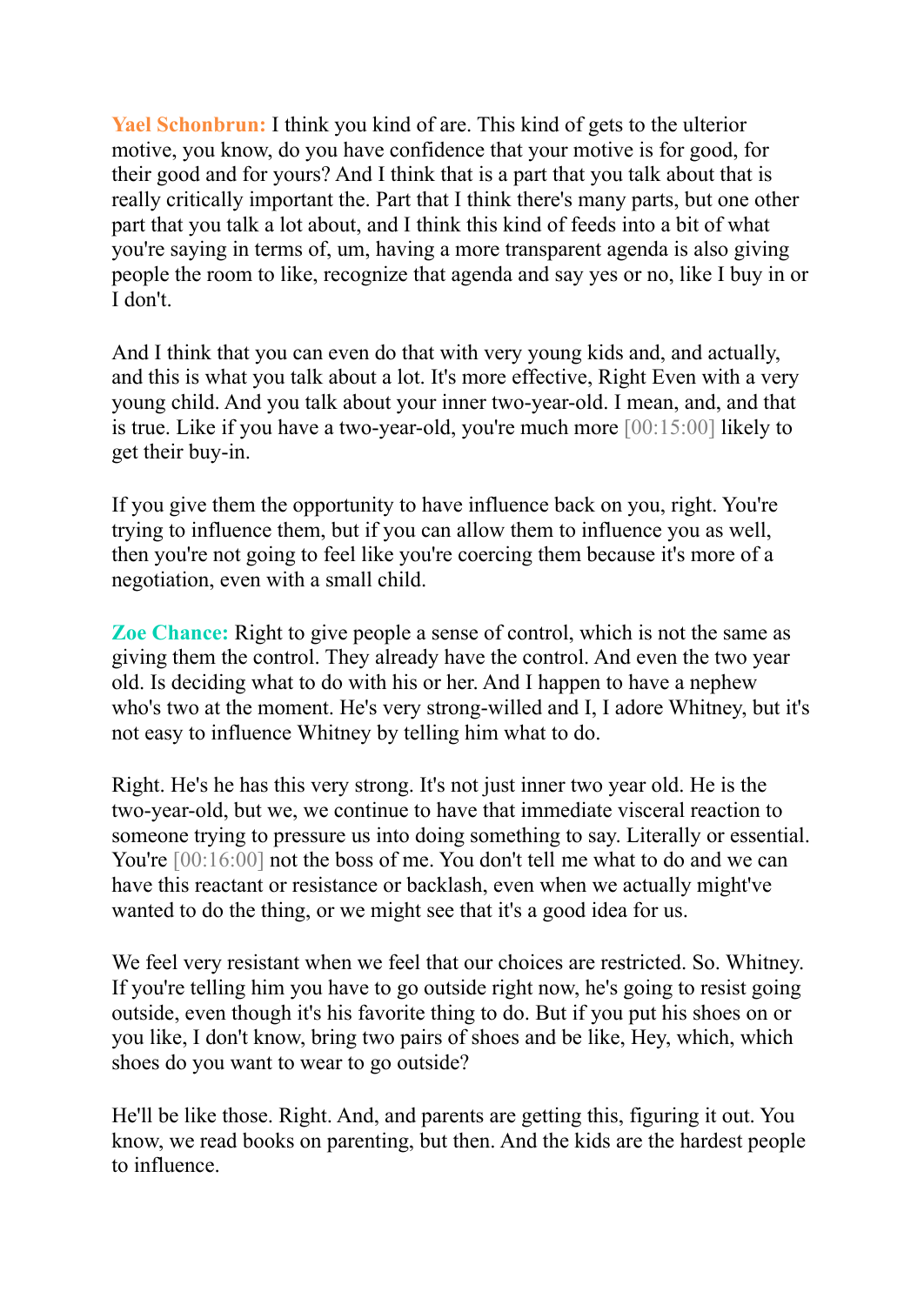**Yael Schonbrun:** I think you kind of are. This kind of gets to the ulterior motive, you know, do you have confidence that your motive is for good, for their good and for yours? And I think that is a part that you talk about that is really critically important the. Part that I think there's many parts, but one other part that you talk a lot about, and I think this kind of feeds into a bit of what you're saying in terms of, um, having a more transparent agenda is also giving people the room to like, recognize that agenda and say yes or no, like I buy in or I don't.

And I think that you can even do that with very young kids and, and actually, and this is what you talk about a lot. It's more effective, Right Even with a very young child. And you talk about your inner two-year-old. I mean, and, and that is true. Like if you have a two-year-old, you're much more [00:15:00] likely to get their buy-in.

If you give them the opportunity to have influence back on you, right. You're trying to influence them, but if you can allow them to influence you as well, then you're not going to feel like you're coercing them because it's more of a negotiation, even with a small child.

**Zoe Chance:** Right to give people a sense of control, which is not the same as giving them the control. They already have the control. And even the two year old. Is deciding what to do with his or her. And I happen to have a nephew who's two at the moment. He's very strong-willed and I, I adore Whitney, but it's not easy to influence Whitney by telling him what to do.

Right. He's he has this very strong. It's not just inner two year old. He is the two-year-old, but we, we continue to have that immediate visceral reaction to someone trying to pressure us into doing something to say. Literally or essential. You're [00:16:00] not the boss of me. You don't tell me what to do and we can have this reactant or resistance or backlash, even when we actually might've wanted to do the thing, or we might see that it's a good idea for us.

We feel very resistant when we feel that our choices are restricted. So. Whitney. If you're telling him you have to go outside right now, he's going to resist going outside, even though it's his favorite thing to do. But if you put his shoes on or you like, I don't know, bring two pairs of shoes and be like, Hey, which, which shoes do you want to wear to go outside?

He'll be like those. Right. And, and parents are getting this, figuring it out. You know, we read books on parenting, but then. And the kids are the hardest people to influence.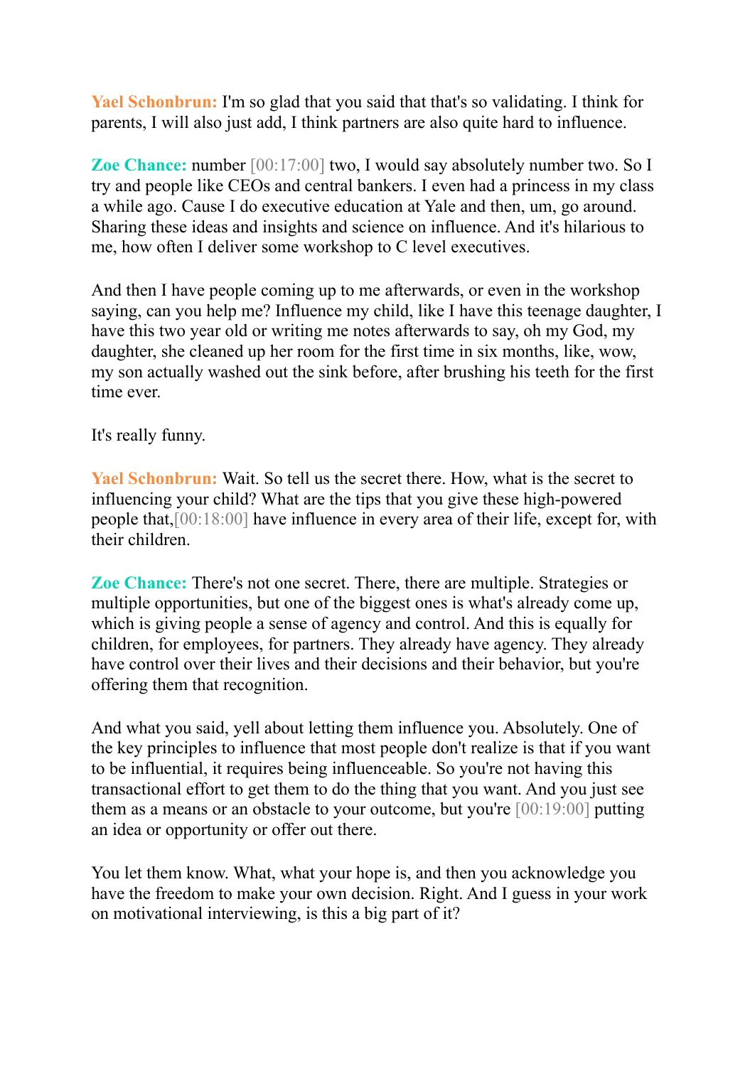**Yael Schonbrun:** I'm so glad that you said that that's so validating. I think for parents, I will also just add, I think partners are also quite hard to influence.

**Zoe Chance:** number [00:17:00] two, I would say absolutely number two. So I try and people like CEOs and central bankers. I even had a princess in my class a while ago. Cause I do executive education at Yale and then, um, go around. Sharing these ideas and insights and science on influence. And it's hilarious to me, how often I deliver some workshop to C level executives.

And then I have people coming up to me afterwards, or even in the workshop saying, can you help me? Influence my child, like I have this teenage daughter, I have this two year old or writing me notes afterwards to say, oh my God, my daughter, she cleaned up her room for the first time in six months, like, wow, my son actually washed out the sink before, after brushing his teeth for the first time ever.

It's really funny.

**Yael Schonbrun:** Wait. So tell us the secret there. How, what is the secret to influencing your child? What are the tips that you give these high-powered people that,[00:18:00] have influence in every area of their life, except for, with their children.

**Zoe Chance:** There's not one secret. There, there are multiple. Strategies or multiple opportunities, but one of the biggest ones is what's already come up, which is giving people a sense of agency and control. And this is equally for children, for employees, for partners. They already have agency. They already have control over their lives and their decisions and their behavior, but you're offering them that recognition.

And what you said, yell about letting them influence you. Absolutely. One of the key principles to influence that most people don't realize is that if you want to be influential, it requires being influenceable. So you're not having this transactional effort to get them to do the thing that you want. And you just see them as a means or an obstacle to your outcome, but you're [00:19:00] putting an idea or opportunity or offer out there.

You let them know. What, what your hope is, and then you acknowledge you have the freedom to make your own decision. Right. And I guess in your work on motivational interviewing, is this a big part of it?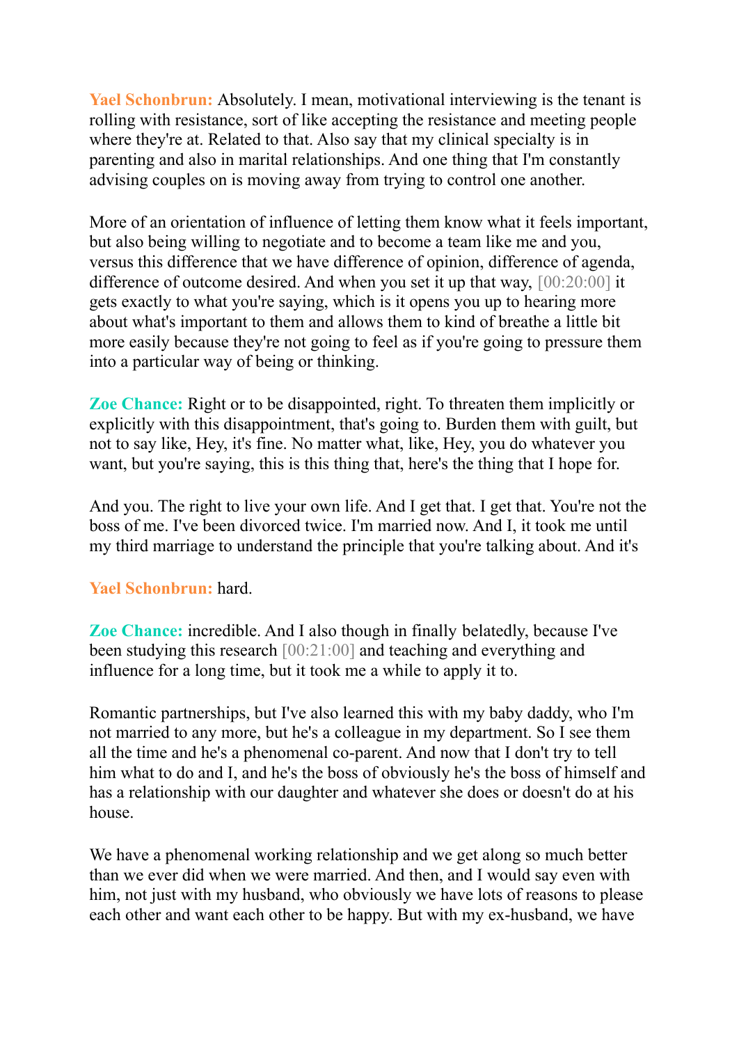**Yael Schonbrun:** Absolutely. I mean, motivational interviewing is the tenant is rolling with resistance, sort of like accepting the resistance and meeting people where they're at. Related to that. Also say that my clinical specialty is in parenting and also in marital relationships. And one thing that I'm constantly advising couples on is moving away from trying to control one another.

More of an orientation of influence of letting them know what it feels important, but also being willing to negotiate and to become a team like me and you, versus this difference that we have difference of opinion, difference of agenda, difference of outcome desired. And when you set it up that way, [00:20:00] it gets exactly to what you're saying, which is it opens you up to hearing more about what's important to them and allows them to kind of breathe a little bit more easily because they're not going to feel as if you're going to pressure them into a particular way of being or thinking.

**Zoe Chance:** Right or to be disappointed, right. To threaten them implicitly or explicitly with this disappointment, that's going to. Burden them with guilt, but not to say like, Hey, it's fine. No matter what, like, Hey, you do whatever you want, but you're saying, this is this thing that, here's the thing that I hope for.

And you. The right to live your own life. And I get that. I get that. You're not the boss of me. I've been divorced twice. I'm married now. And I, it took me until my third marriage to understand the principle that you're talking about. And it's

**Yael Schonbrun:** hard.

**Zoe Chance:** incredible. And I also though in finally belatedly, because I've been studying this research [00:21:00] and teaching and everything and influence for a long time, but it took me a while to apply it to.

Romantic partnerships, but I've also learned this with my baby daddy, who I'm not married to any more, but he's a colleague in my department. So I see them all the time and he's a phenomenal co-parent. And now that I don't try to tell him what to do and I, and he's the boss of obviously he's the boss of himself and has a relationship with our daughter and whatever she does or doesn't do at his house.

We have a phenomenal working relationship and we get along so much better than we ever did when we were married. And then, and I would say even with him, not just with my husband, who obviously we have lots of reasons to please each other and want each other to be happy. But with my ex-husband, we have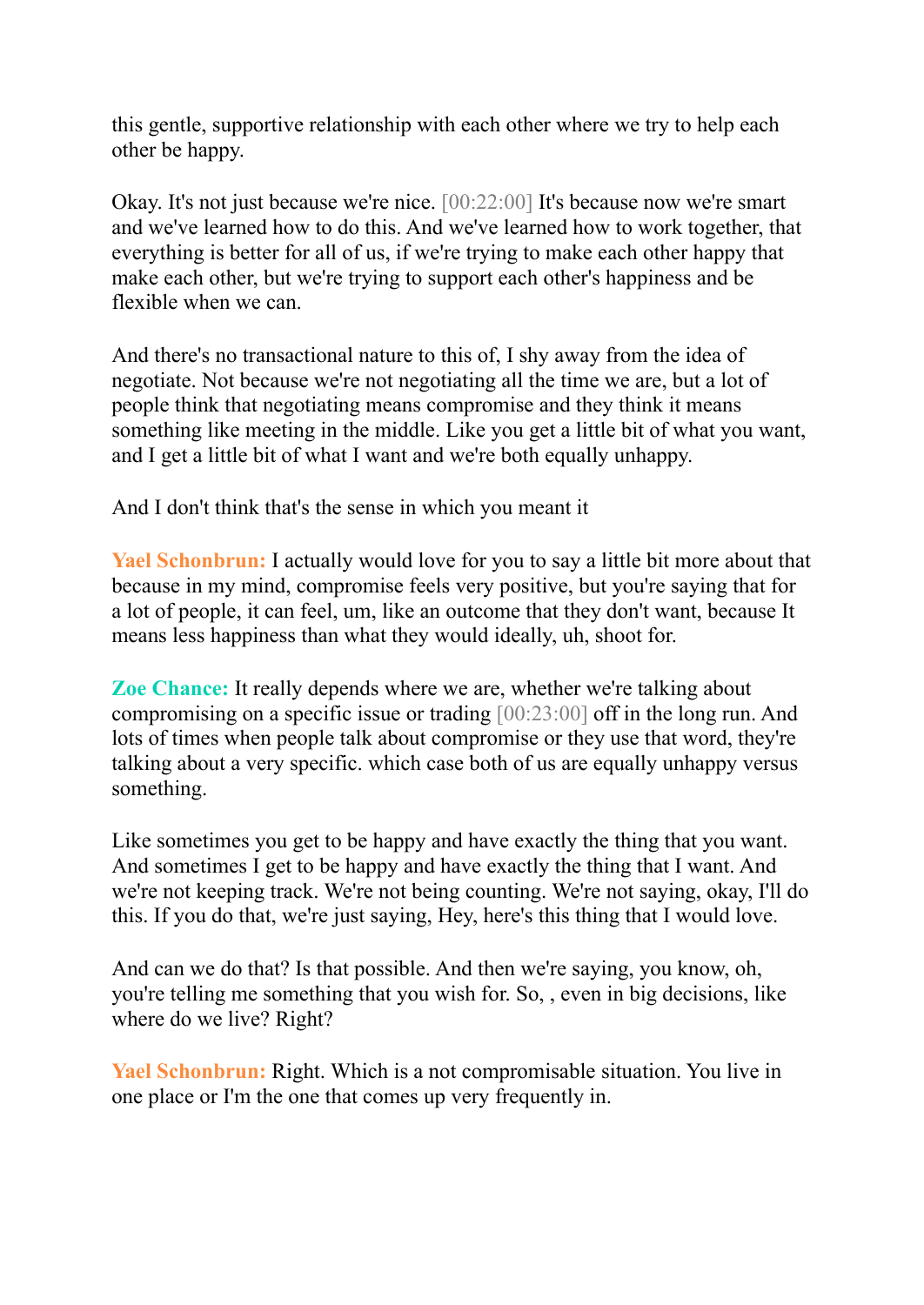this gentle, supportive relationship with each other where we try to help each other be happy.

Okay. It's not just because we're nice. [00:22:00] It's because now we're smart and we've learned how to do this. And we've learned how to work together, that everything is better for all of us, if we're trying to make each other happy that make each other, but we're trying to support each other's happiness and be flexible when we can.

And there's no transactional nature to this of, I shy away from the idea of negotiate. Not because we're not negotiating all the time we are, but a lot of people think that negotiating means compromise and they think it means something like meeting in the middle. Like you get a little bit of what you want, and I get a little bit of what I want and we're both equally unhappy.

And I don't think that's the sense in which you meant it

**Yael Schonbrun:** I actually would love for you to say a little bit more about that because in my mind, compromise feels very positive, but you're saying that for a lot of people, it can feel, um, like an outcome that they don't want, because It means less happiness than what they would ideally, uh, shoot for.

**Zoe Chance:** It really depends where we are, whether we're talking about compromising on a specific issue or trading [00:23:00] off in the long run. And lots of times when people talk about compromise or they use that word, they're talking about a very specific. which case both of us are equally unhappy versus something.

Like sometimes you get to be happy and have exactly the thing that you want. And sometimes I get to be happy and have exactly the thing that I want. And we're not keeping track. We're not being counting. We're not saying, okay, I'll do this. If you do that, we're just saying, Hey, here's this thing that I would love.

And can we do that? Is that possible. And then we're saying, you know, oh, you're telling me something that you wish for. So, , even in big decisions, like where do we live? Right?

**Yael Schonbrun:** Right. Which is a not compromisable situation. You live in one place or I'm the one that comes up very frequently in.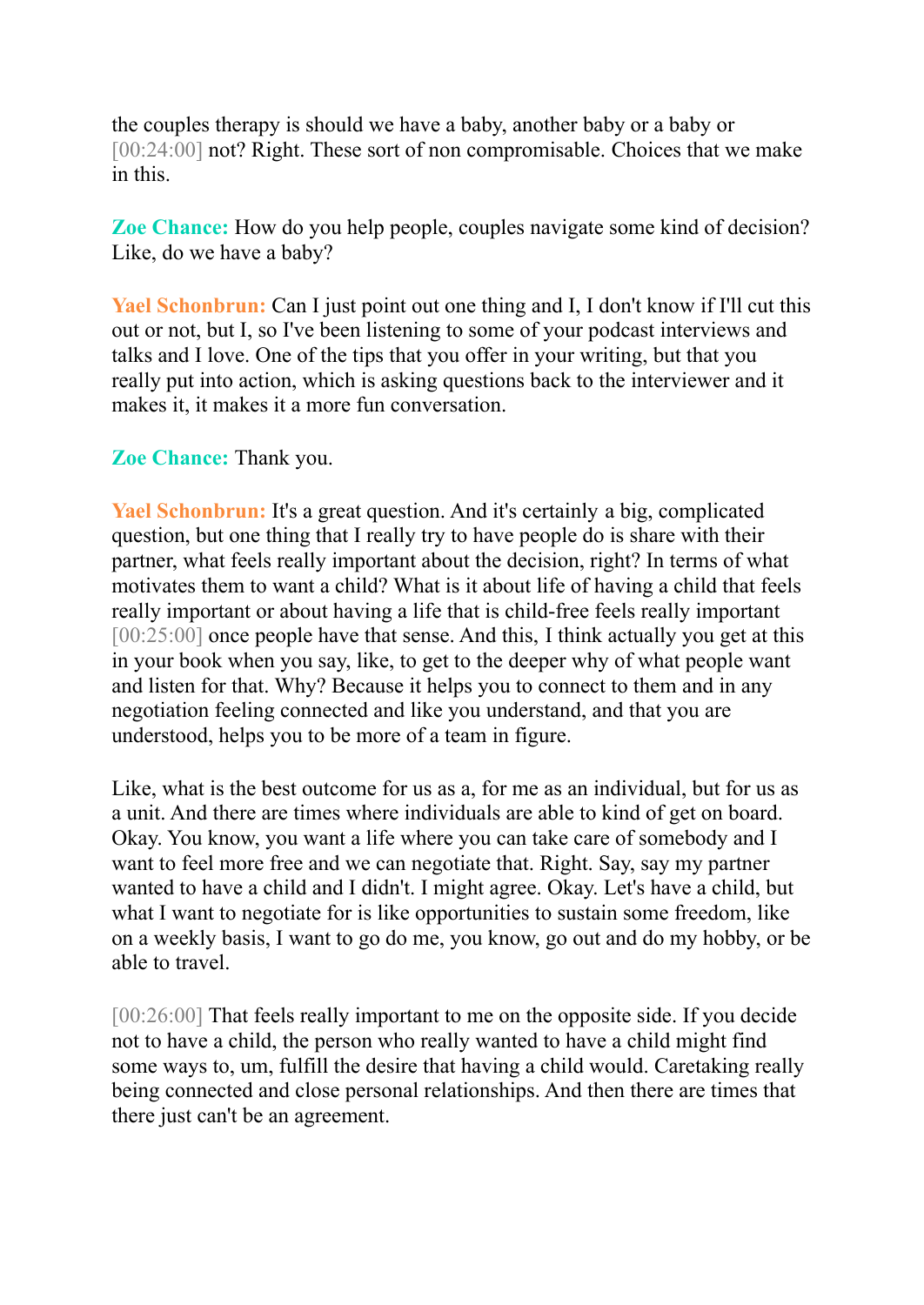the couples therapy is should we have a baby, another baby or a baby or [00:24:00] not? Right. These sort of non compromisable. Choices that we make in this.

**Zoe Chance:** How do you help people, couples navigate some kind of decision? Like, do we have a baby?

**Yael Schonbrun:** Can I just point out one thing and I, I don't know if I'll cut this out or not, but I, so I've been listening to some of your podcast interviews and talks and I love. One of the tips that you offer in your writing, but that you really put into action, which is asking questions back to the interviewer and it makes it, it makes it a more fun conversation.

**Zoe Chance:** Thank you.

**Yael Schonbrun:** It's a great question. And it's certainly a big, complicated question, but one thing that I really try to have people do is share with their partner, what feels really important about the decision, right? In terms of what motivates them to want a child? What is it about life of having a child that feels really important or about having a life that is child-free feels really important [00:25:00] once people have that sense. And this, I think actually you get at this in your book when you say, like, to get to the deeper why of what people want and listen for that. Why? Because it helps you to connect to them and in any negotiation feeling connected and like you understand, and that you are understood, helps you to be more of a team in figure.

Like, what is the best outcome for us as a, for me as an individual, but for us as a unit. And there are times where individuals are able to kind of get on board. Okay. You know, you want a life where you can take care of somebody and I want to feel more free and we can negotiate that. Right. Say, say my partner wanted to have a child and I didn't. I might agree. Okay. Let's have a child, but what I want to negotiate for is like opportunities to sustain some freedom, like on a weekly basis, I want to go do me, you know, go out and do my hobby, or be able to travel.

[00:26:00] That feels really important to me on the opposite side. If you decide not to have a child, the person who really wanted to have a child might find some ways to, um, fulfill the desire that having a child would. Caretaking really being connected and close personal relationships. And then there are times that there just can't be an agreement.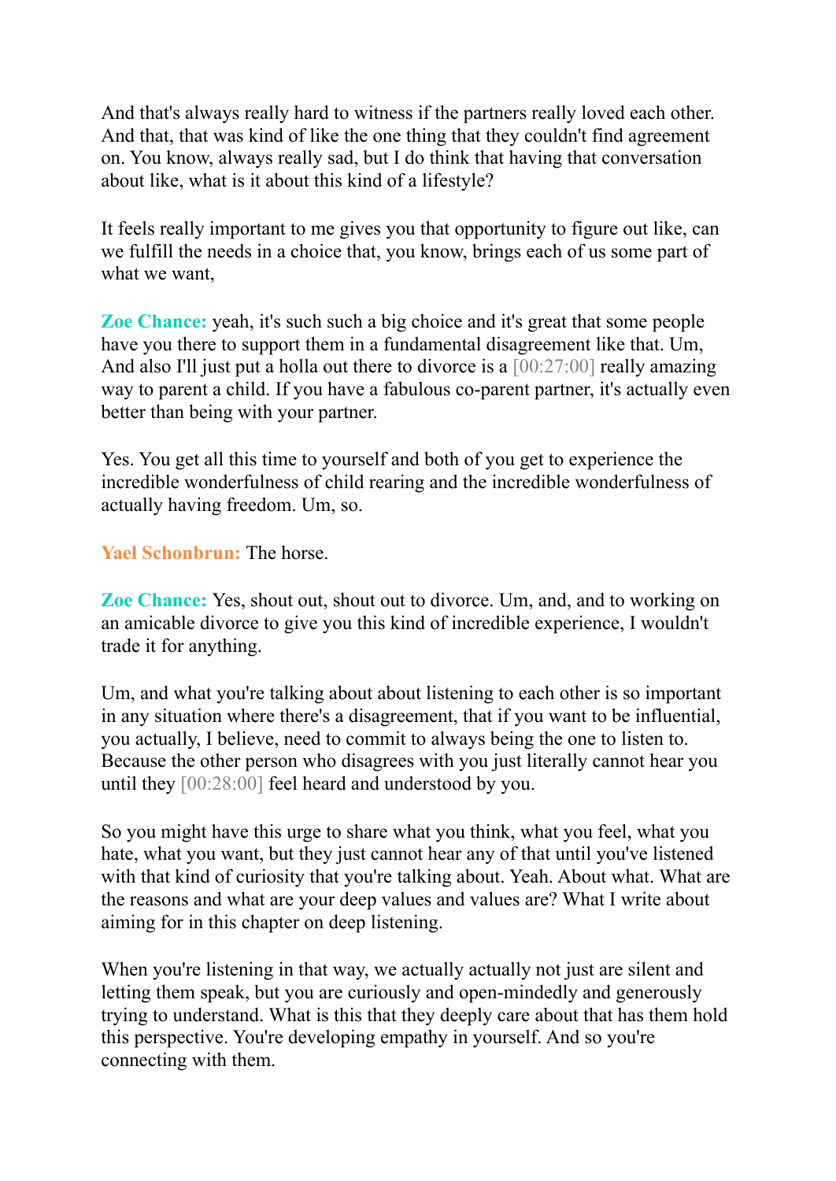And that's always really hard to witness if the partners really loved each other. And that, that was kind of like the one thing that they couldn't find agreement on. You know, always really sad, but I do think that having that conversation about like, what is it about this kind of a lifestyle?

It feels really important to me gives you that opportunity to figure out like, can we fulfill the needs in a choice that, you know, brings each of us some part of what we want,

**Zoe Chance:** yeah, it's such such a big choice and it's great that some people have you there to support them in a fundamental disagreement like that. Um, And also I'll just put a holla out there to divorce is a [00:27:00] really amazing way to parent a child. If you have a fabulous co-parent partner, it's actually even better than being with your partner.

Yes. You get all this time to yourself and both of you get to experience the incredible wonderfulness of child rearing and the incredible wonderfulness of actually having freedom. Um, so.

**Yael Schonbrun:** The horse.

**Zoe Chance:** Yes, shout out, shout out to divorce. Um, and, and to working on an amicable divorce to give you this kind of incredible experience, I wouldn't trade it for anything.

Um, and what you're talking about about listening to each other is so important in any situation where there's a disagreement, that if you want to be influential, you actually, I believe, need to commit to always being the one to listen to. Because the other person who disagrees with you just literally cannot hear you until they [00:28:00] feel heard and understood by you.

So you might have this urge to share what you think, what you feel, what you hate, what you want, but they just cannot hear any of that until you've listened with that kind of curiosity that you're talking about. Yeah. About what. What are the reasons and what are your deep values and values are? What I write about aiming for in this chapter on deep listening.

When you're listening in that way, we actually actually not just are silent and letting them speak, but you are curiously and open-mindedly and generously trying to understand. What is this that they deeply care about that has them hold this perspective. You're developing empathy in yourself. And so you're connecting with them.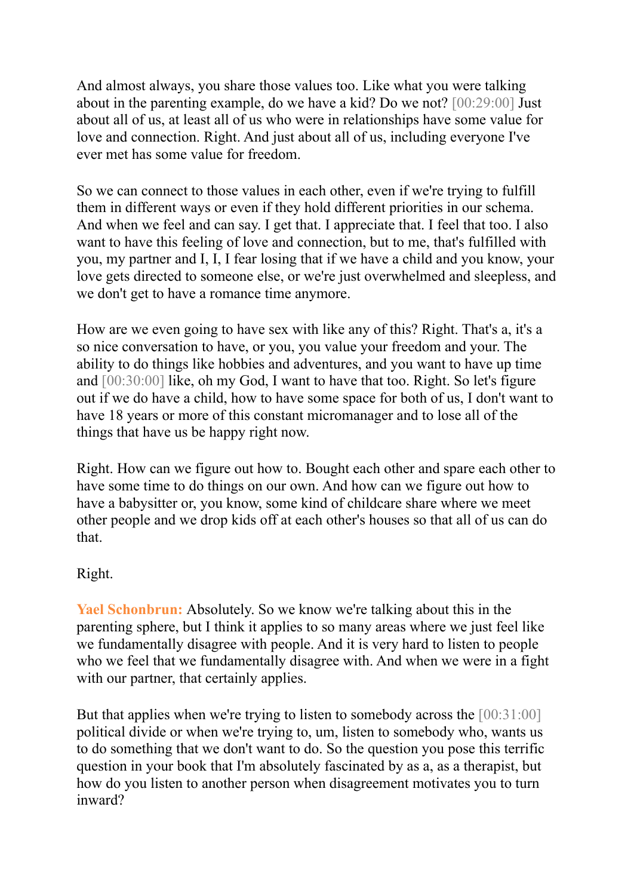And almost always, you share those values too. Like what you were talking about in the parenting example, do we have a kid? Do we not? [00:29:00] Just about all of us, at least all of us who were in relationships have some value for love and connection. Right. And just about all of us, including everyone I've ever met has some value for freedom.

So we can connect to those values in each other, even if we're trying to fulfill them in different ways or even if they hold different priorities in our schema. And when we feel and can say. I get that. I appreciate that. I feel that too. I also want to have this feeling of love and connection, but to me, that's fulfilled with you, my partner and I, I, I fear losing that if we have a child and you know, your love gets directed to someone else, or we're just overwhelmed and sleepless, and we don't get to have a romance time anymore.

How are we even going to have sex with like any of this? Right. That's a, it's a so nice conversation to have, or you, you value your freedom and your. The ability to do things like hobbies and adventures, and you want to have up time and [00:30:00] like, oh my God, I want to have that too. Right. So let's figure out if we do have a child, how to have some space for both of us, I don't want to have 18 years or more of this constant micromanager and to lose all of the things that have us be happy right now.

Right. How can we figure out how to. Bought each other and spare each other to have some time to do things on our own. And how can we figure out how to have a babysitter or, you know, some kind of childcare share where we meet other people and we drop kids off at each other's houses so that all of us can do that.

Right.

**Yael Schonbrun:** Absolutely. So we know we're talking about this in the parenting sphere, but I think it applies to so many areas where we just feel like we fundamentally disagree with people. And it is very hard to listen to people who we feel that we fundamentally disagree with. And when we were in a fight with our partner, that certainly applies.

But that applies when we're trying to listen to somebody across the [00:31:00] political divide or when we're trying to, um, listen to somebody who, wants us to do something that we don't want to do. So the question you pose this terrific question in your book that I'm absolutely fascinated by as a, as a therapist, but how do you listen to another person when disagreement motivates you to turn inward?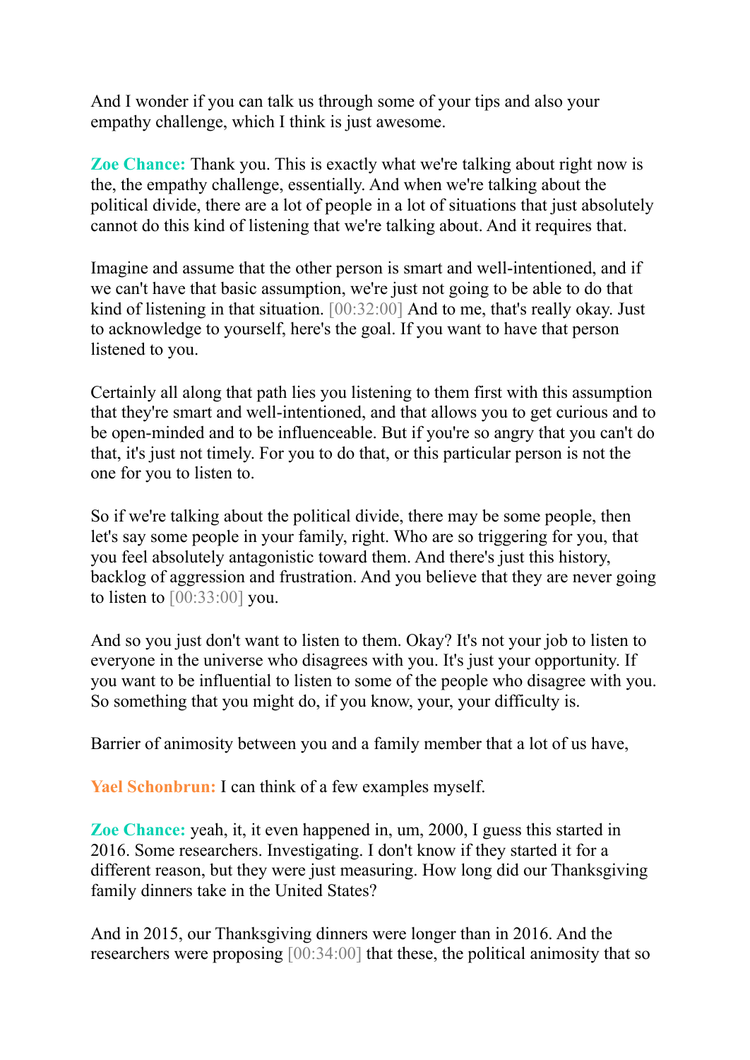And I wonder if you can talk us through some of your tips and also your empathy challenge, which I think is just awesome.

**Zoe Chance:** Thank you. This is exactly what we're talking about right now is the, the empathy challenge, essentially. And when we're talking about the political divide, there are a lot of people in a lot of situations that just absolutely cannot do this kind of listening that we're talking about. And it requires that.

Imagine and assume that the other person is smart and well-intentioned, and if we can't have that basic assumption, we're just not going to be able to do that kind of listening in that situation. [00:32:00] And to me, that's really okay. Just to acknowledge to yourself, here's the goal. If you want to have that person listened to you.

Certainly all along that path lies you listening to them first with this assumption that they're smart and well-intentioned, and that allows you to get curious and to be open-minded and to be influenceable. But if you're so angry that you can't do that, it's just not timely. For you to do that, or this particular person is not the one for you to listen to.

So if we're talking about the political divide, there may be some people, then let's say some people in your family, right. Who are so triggering for you, that you feel absolutely antagonistic toward them. And there's just this history, backlog of aggression and frustration. And you believe that they are never going to listen to [00:33:00] you.

And so you just don't want to listen to them. Okay? It's not your job to listen to everyone in the universe who disagrees with you. It's just your opportunity. If you want to be influential to listen to some of the people who disagree with you. So something that you might do, if you know, your, your difficulty is.

Barrier of animosity between you and a family member that a lot of us have,

**Yael Schonbrun:** I can think of a few examples myself.

**Zoe Chance:** yeah, it, it even happened in, um, 2000, I guess this started in 2016. Some researchers. Investigating. I don't know if they started it for a different reason, but they were just measuring. How long did our Thanksgiving family dinners take in the United States?

And in 2015, our Thanksgiving dinners were longer than in 2016. And the researchers were proposing [00:34:00] that these, the political animosity that so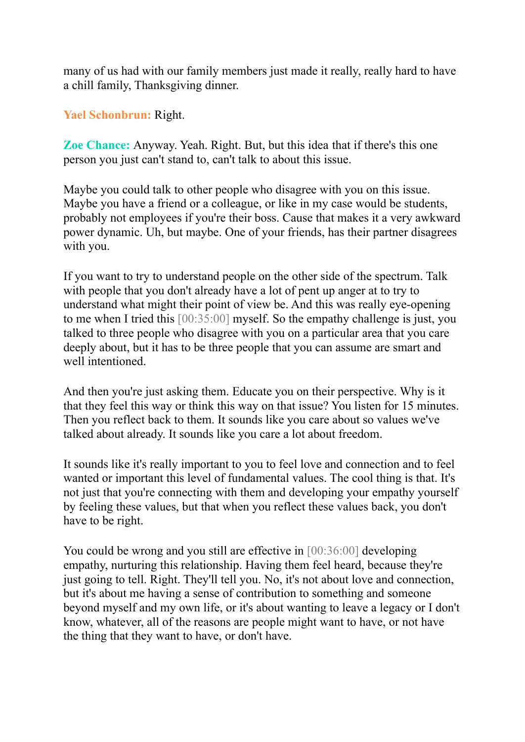many of us had with our family members just made it really, really hard to have a chill family, Thanksgiving dinner.

**Yael Schonbrun:** Right.

**Zoe Chance:** Anyway. Yeah. Right. But, but this idea that if there's this one person you just can't stand to, can't talk to about this issue.

Maybe you could talk to other people who disagree with you on this issue. Maybe you have a friend or a colleague, or like in my case would be students, probably not employees if you're their boss. Cause that makes it a very awkward power dynamic. Uh, but maybe. One of your friends, has their partner disagrees with you.

If you want to try to understand people on the other side of the spectrum. Talk with people that you don't already have a lot of pent up anger at to try to understand what might their point of view be. And this was really eye-opening to me when I tried this [00:35:00] myself. So the empathy challenge is just, you talked to three people who disagree with you on a particular area that you care deeply about, but it has to be three people that you can assume are smart and well intentioned.

And then you're just asking them. Educate you on their perspective. Why is it that they feel this way or think this way on that issue? You listen for 15 minutes. Then you reflect back to them. It sounds like you care about so values we've talked about already. It sounds like you care a lot about freedom.

It sounds like it's really important to you to feel love and connection and to feel wanted or important this level of fundamental values. The cool thing is that. It's not just that you're connecting with them and developing your empathy yourself by feeling these values, but that when you reflect these values back, you don't have to be right.

You could be wrong and you still are effective in [00:36:00] developing empathy, nurturing this relationship. Having them feel heard, because they're just going to tell. Right. They'll tell you. No, it's not about love and connection, but it's about me having a sense of contribution to something and someone beyond myself and my own life, or it's about wanting to leave a legacy or I don't know, whatever, all of the reasons are people might want to have, or not have the thing that they want to have, or don't have.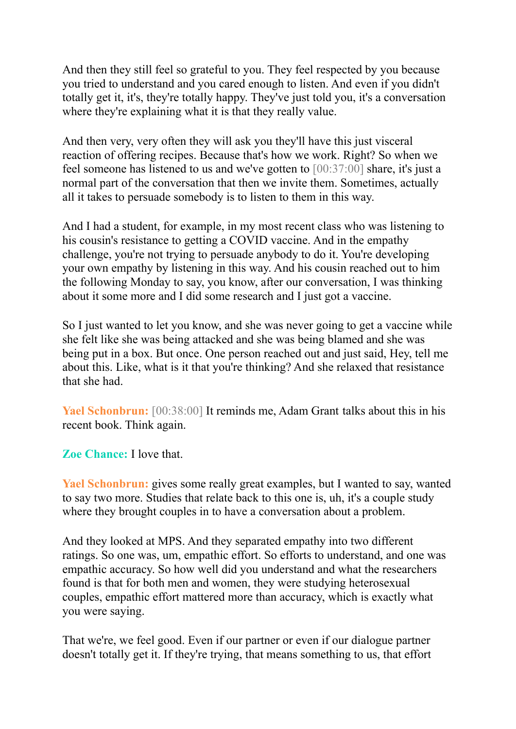And then they still feel so grateful to you. They feel respected by you because you tried to understand and you cared enough to listen. And even if you didn't totally get it, it's, they're totally happy. They've just told you, it's a conversation where they're explaining what it is that they really value.

And then very, very often they will ask you they'll have this just visceral reaction of offering recipes. Because that's how we work. Right? So when we feel someone has listened to us and we've gotten to [00:37:00] share, it's just a normal part of the conversation that then we invite them. Sometimes, actually all it takes to persuade somebody is to listen to them in this way.

And I had a student, for example, in my most recent class who was listening to his cousin's resistance to getting a COVID vaccine. And in the empathy challenge, you're not trying to persuade anybody to do it. You're developing your own empathy by listening in this way. And his cousin reached out to him the following Monday to say, you know, after our conversation, I was thinking about it some more and I did some research and I just got a vaccine.

So I just wanted to let you know, and she was never going to get a vaccine while she felt like she was being attacked and she was being blamed and she was being put in a box. But once. One person reached out and just said, Hey, tell me about this. Like, what is it that you're thinking? And she relaxed that resistance that she had.

**Yael Schonbrun:** [00:38:00] It reminds me, Adam Grant talks about this in his recent book. Think again.

**Zoe Chance:** I love that.

**Yael Schonbrun:** gives some really great examples, but I wanted to say, wanted to say two more. Studies that relate back to this one is, uh, it's a couple study where they brought couples in to have a conversation about a problem.

And they looked at MPS. And they separated empathy into two different ratings. So one was, um, empathic effort. So efforts to understand, and one was empathic accuracy. So how well did you understand and what the researchers found is that for both men and women, they were studying heterosexual couples, empathic effort mattered more than accuracy, which is exactly what you were saying.

That we're, we feel good. Even if our partner or even if our dialogue partner doesn't totally get it. If they're trying, that means something to us, that effort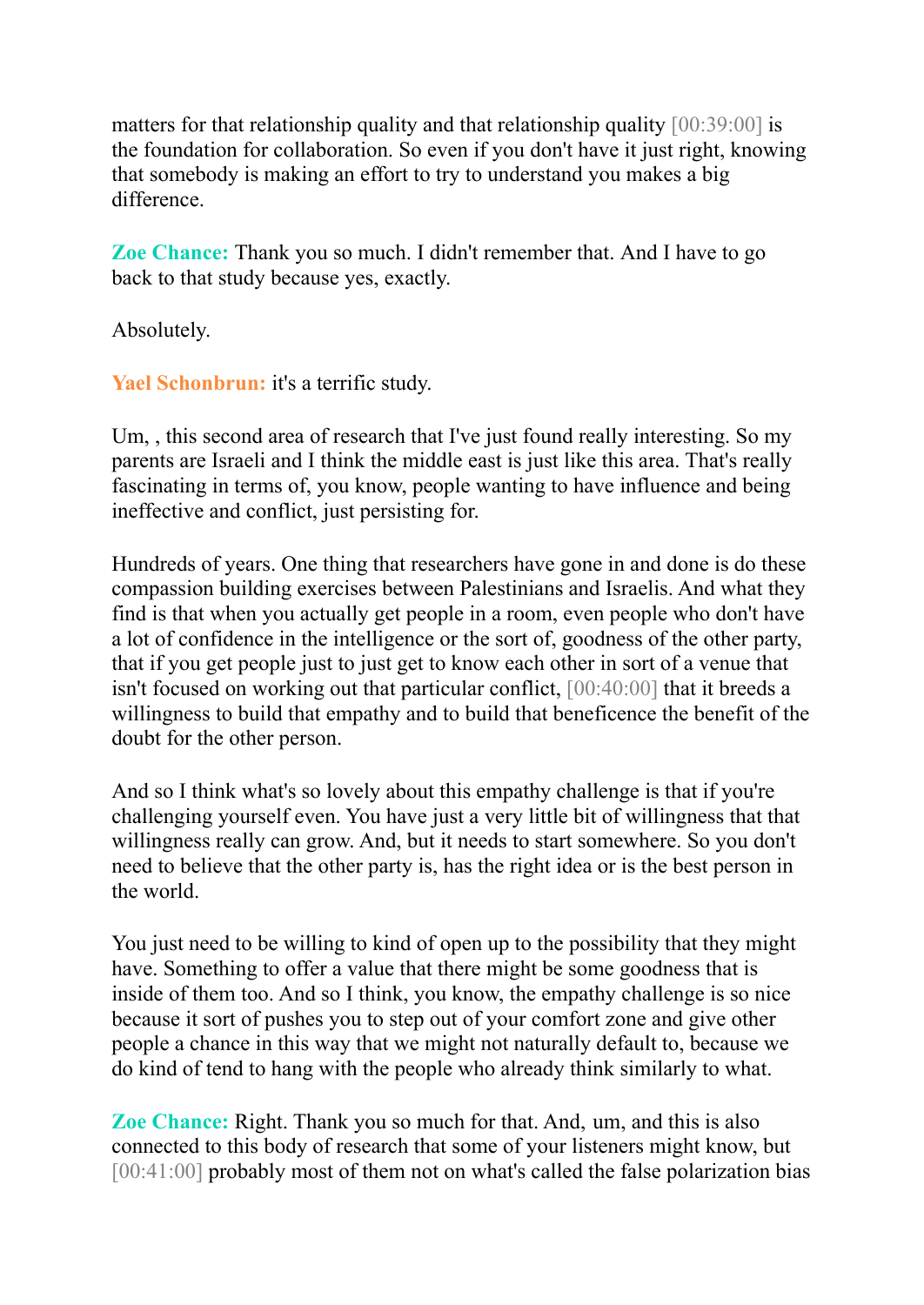matters for that relationship quality and that relationship quality [00:39:00] is the foundation for collaboration. So even if you don't have it just right, knowing that somebody is making an effort to try to understand you makes a big difference.

**Zoe Chance:** Thank you so much. I didn't remember that. And I have to go back to that study because yes, exactly.

Absolutely.

**Yael Schonbrun:** it's a terrific study.

Um, , this second area of research that I've just found really interesting. So my parents are Israeli and I think the middle east is just like this area. That's really fascinating in terms of, you know, people wanting to have influence and being ineffective and conflict, just persisting for.

Hundreds of years. One thing that researchers have gone in and done is do these compassion building exercises between Palestinians and Israelis. And what they find is that when you actually get people in a room, even people who don't have a lot of confidence in the intelligence or the sort of, goodness of the other party, that if you get people just to just get to know each other in sort of a venue that isn't focused on working out that particular conflict, [00:40:00] that it breeds a willingness to build that empathy and to build that beneficence the benefit of the doubt for the other person.

And so I think what's so lovely about this empathy challenge is that if you're challenging yourself even. You have just a very little bit of willingness that that willingness really can grow. And, but it needs to start somewhere. So you don't need to believe that the other party is, has the right idea or is the best person in the world.

You just need to be willing to kind of open up to the possibility that they might have. Something to offer a value that there might be some goodness that is inside of them too. And so I think, you know, the empathy challenge is so nice because it sort of pushes you to step out of your comfort zone and give other people a chance in this way that we might not naturally default to, because we do kind of tend to hang with the people who already think similarly to what.

**Zoe Chance:** Right. Thank you so much for that. And, um, and this is also connected to this body of research that some of your listeners might know, but [00:41:00] probably most of them not on what's called the false polarization bias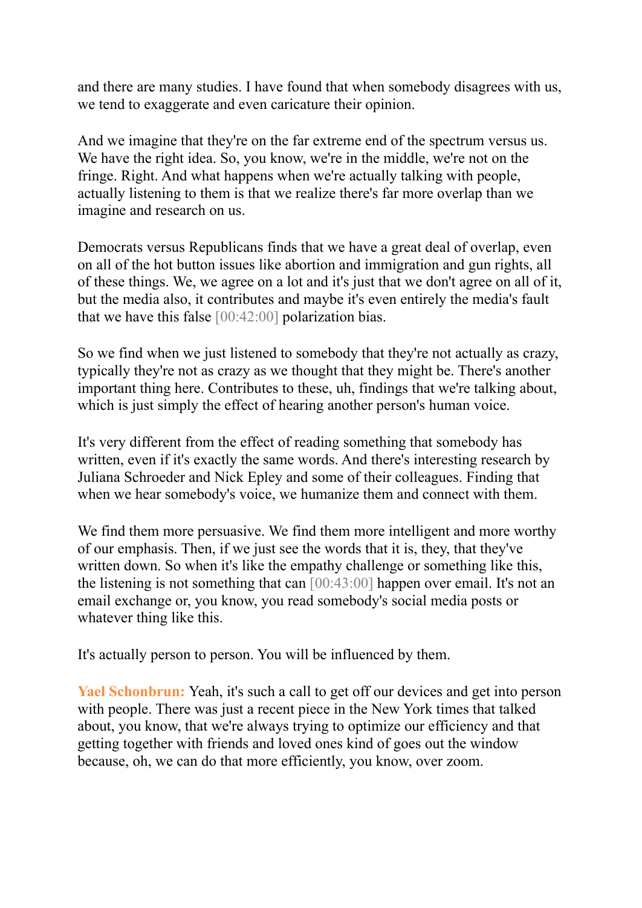and there are many studies. I have found that when somebody disagrees with us, we tend to exaggerate and even caricature their opinion.

And we imagine that they're on the far extreme end of the spectrum versus us. We have the right idea. So, you know, we're in the middle, we're not on the fringe. Right. And what happens when we're actually talking with people, actually listening to them is that we realize there's far more overlap than we imagine and research on us.

Democrats versus Republicans finds that we have a great deal of overlap, even on all of the hot button issues like abortion and immigration and gun rights, all of these things. We, we agree on a lot and it's just that we don't agree on all of it, but the media also, it contributes and maybe it's even entirely the media's fault that we have this false [00:42:00] polarization bias.

So we find when we just listened to somebody that they're not actually as crazy, typically they're not as crazy as we thought that they might be. There's another important thing here. Contributes to these, uh, findings that we're talking about, which is just simply the effect of hearing another person's human voice.

It's very different from the effect of reading something that somebody has written, even if it's exactly the same words. And there's interesting research by Juliana Schroeder and Nick Epley and some of their colleagues. Finding that when we hear somebody's voice, we humanize them and connect with them.

We find them more persuasive. We find them more intelligent and more worthy of our emphasis. Then, if we just see the words that it is, they, that they've written down. So when it's like the empathy challenge or something like this, the listening is not something that can [00:43:00] happen over email. It's not an email exchange or, you know, you read somebody's social media posts or whatever thing like this.

It's actually person to person. You will be influenced by them.

**Yael Schonbrun:** Yeah, it's such a call to get off our devices and get into person with people. There was just a recent piece in the New York times that talked about, you know, that we're always trying to optimize our efficiency and that getting together with friends and loved ones kind of goes out the window because, oh, we can do that more efficiently, you know, over zoom.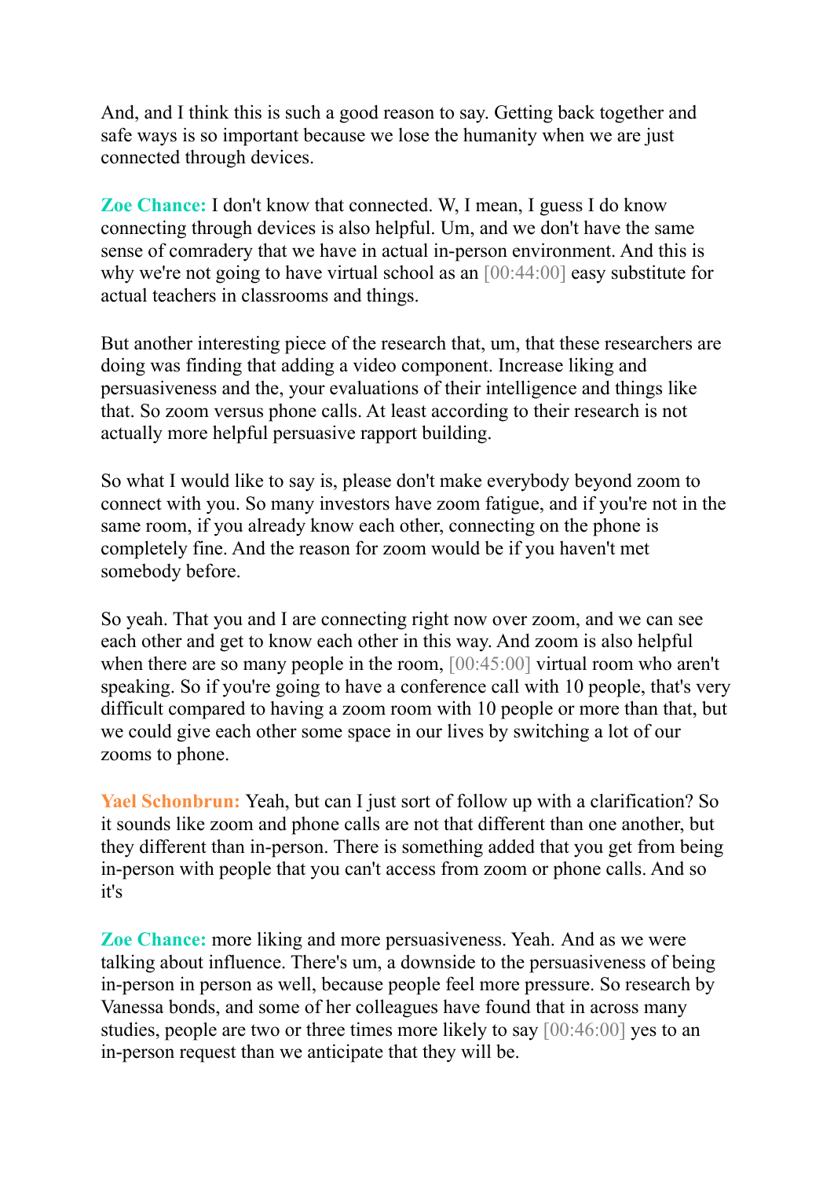And, and I think this is such a good reason to say. Getting back together and safe ways is so important because we lose the humanity when we are just connected through devices.

**Zoe Chance:** I don't know that connected. W, I mean, I guess I do know connecting through devices is also helpful. Um, and we don't have the same sense of comradery that we have in actual in-person environment. And this is why we're not going to have virtual school as an [00:44:00] easy substitute for actual teachers in classrooms and things.

But another interesting piece of the research that, um, that these researchers are doing was finding that adding a video component. Increase liking and persuasiveness and the, your evaluations of their intelligence and things like that. So zoom versus phone calls. At least according to their research is not actually more helpful persuasive rapport building.

So what I would like to say is, please don't make everybody beyond zoom to connect with you. So many investors have zoom fatigue, and if you're not in the same room, if you already know each other, connecting on the phone is completely fine. And the reason for zoom would be if you haven't met somebody before.

So yeah. That you and I are connecting right now over zoom, and we can see each other and get to know each other in this way. And zoom is also helpful when there are so many people in the room, [00:45:00] virtual room who aren't speaking. So if you're going to have a conference call with 10 people, that's very difficult compared to having a zoom room with 10 people or more than that, but we could give each other some space in our lives by switching a lot of our zooms to phone.

**Yael Schonbrun:** Yeah, but can I just sort of follow up with a clarification? So it sounds like zoom and phone calls are not that different than one another, but they different than in-person. There is something added that you get from being in-person with people that you can't access from zoom or phone calls. And so it's

**Zoe Chance:** more liking and more persuasiveness. Yeah. And as we were talking about influence. There's um, a downside to the persuasiveness of being in-person in person as well, because people feel more pressure. So research by Vanessa bonds, and some of her colleagues have found that in across many studies, people are two or three times more likely to say [00:46:00] yes to an in-person request than we anticipate that they will be.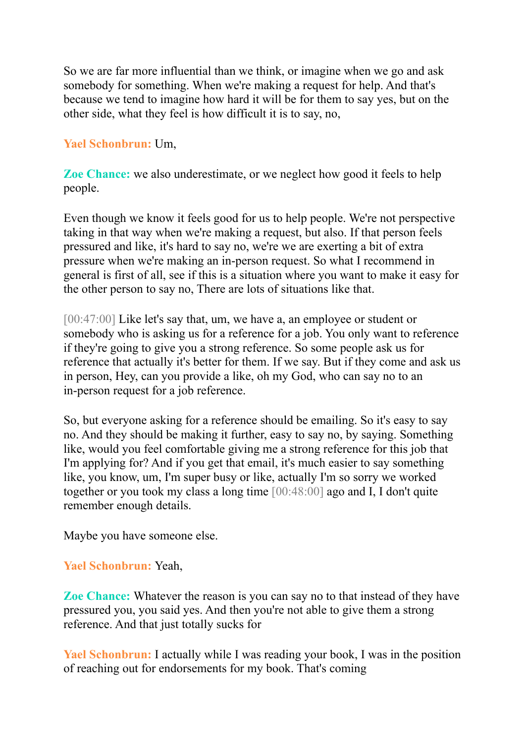So we are far more influential than we think, or imagine when we go and ask somebody for something. When we're making a request for help. And that's because we tend to imagine how hard it will be for them to say yes, but on the other side, what they feel is how difficult it is to say, no,

**Yael Schonbrun:** Um,

**Zoe Chance:** we also underestimate, or we neglect how good it feels to help people.

Even though we know it feels good for us to help people. We're not perspective taking in that way when we're making a request, but also. If that person feels pressured and like, it's hard to say no, we're we are exerting a bit of extra pressure when we're making an in-person request. So what I recommend in general is first of all, see if this is a situation where you want to make it easy for the other person to say no, There are lots of situations like that.

[00:47:00] Like let's say that, um, we have a, an employee or student or somebody who is asking us for a reference for a job. You only want to reference if they're going to give you a strong reference. So some people ask us for reference that actually it's better for them. If we say. But if they come and ask us in person, Hey, can you provide a like, oh my God, who can say no to an in-person request for a job reference.

So, but everyone asking for a reference should be emailing. So it's easy to say no. And they should be making it further, easy to say no, by saying. Something like, would you feel comfortable giving me a strong reference for this job that I'm applying for? And if you get that email, it's much easier to say something like, you know, um, I'm super busy or like, actually I'm so sorry we worked together or you took my class a long time [00:48:00] ago and I, I don't quite remember enough details.

Maybe you have someone else.

**Yael Schonbrun:** Yeah,

**Zoe Chance:** Whatever the reason is you can say no to that instead of they have pressured you, you said yes. And then you're not able to give them a strong reference. And that just totally sucks for

**Yael Schonbrun:** I actually while I was reading your book, I was in the position of reaching out for endorsements for my book. That's coming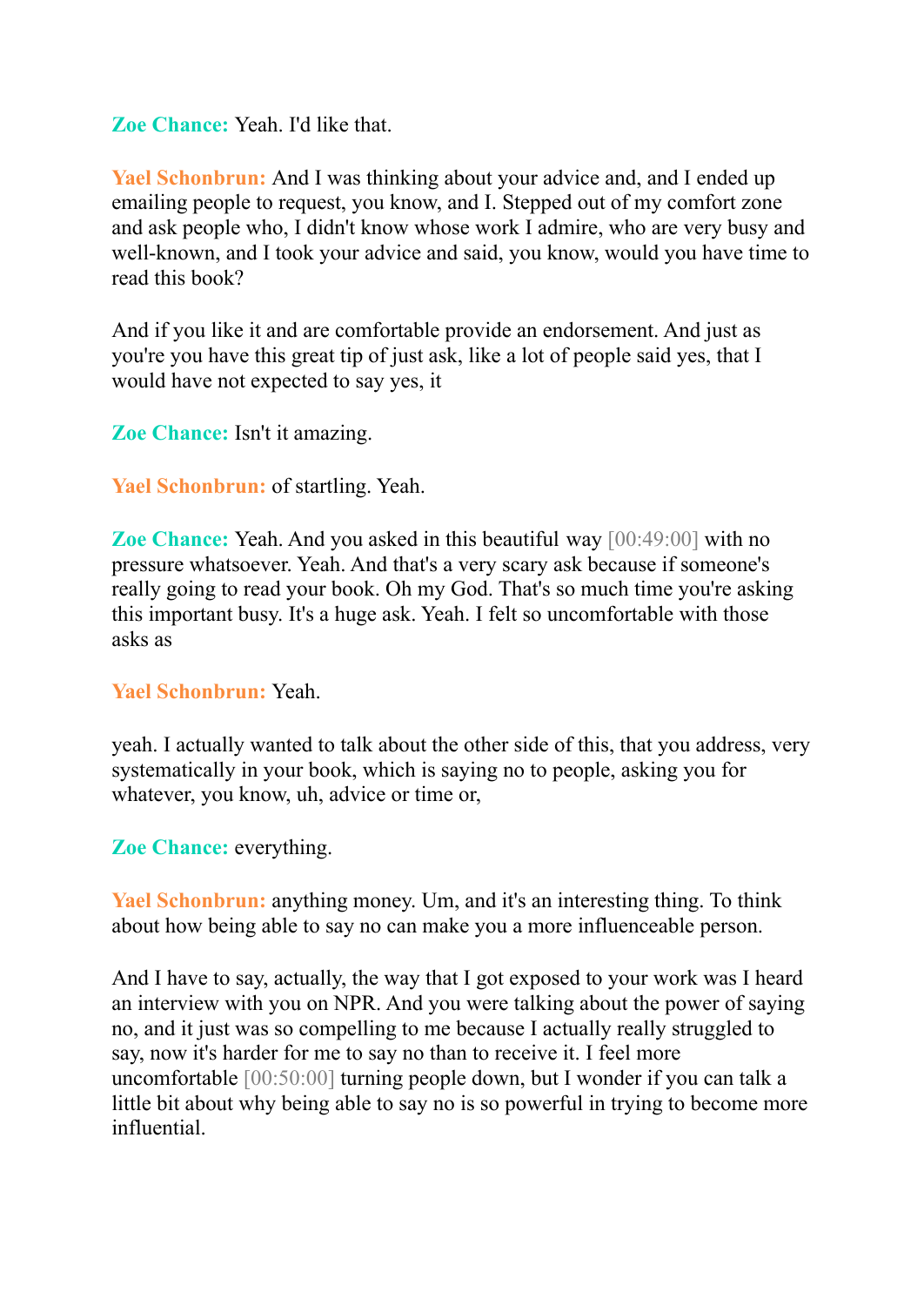**Zoe Chance:** Yeah. I'd like that.

**Yael Schonbrun:** And I was thinking about your advice and, and I ended up emailing people to request, you know, and I. Stepped out of my comfort zone and ask people who, I didn't know whose work I admire, who are very busy and well-known, and I took your advice and said, you know, would you have time to read this book?

And if you like it and are comfortable provide an endorsement. And just as you're you have this great tip of just ask, like a lot of people said yes, that I would have not expected to say yes, it

**Zoe Chance:** Isn't it amazing.

**Yael Schonbrun:** of startling. Yeah.

**Zoe Chance:** Yeah. And you asked in this beautiful way [00:49:00] with no pressure whatsoever. Yeah. And that's a very scary ask because if someone's really going to read your book. Oh my God. That's so much time you're asking this important busy. It's a huge ask. Yeah. I felt so uncomfortable with those asks as

**Yael Schonbrun:** Yeah.

yeah. I actually wanted to talk about the other side of this, that you address, very systematically in your book, which is saying no to people, asking you for whatever, you know, uh, advice or time or,

**Zoe Chance:** everything.

**Yael Schonbrun:** anything money. Um, and it's an interesting thing. To think about how being able to say no can make you a more influenceable person.

And I have to say, actually, the way that I got exposed to your work was I heard an interview with you on NPR. And you were talking about the power of saying no, and it just was so compelling to me because I actually really struggled to say, now it's harder for me to say no than to receive it. I feel more uncomfortable [00:50:00] turning people down, but I wonder if you can talk a little bit about why being able to say no is so powerful in trying to become more influential.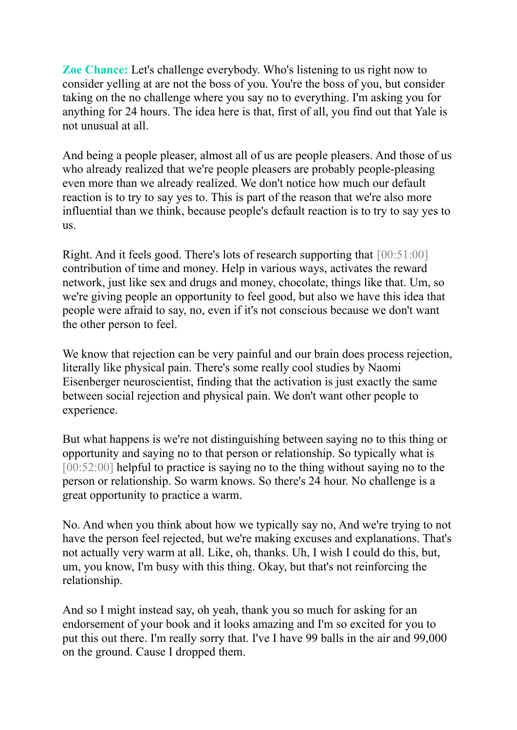**Zoe Chance:** Let's challenge everybody. Who's listening to us right now to consider yelling at are not the boss of you. You're the boss of you, but consider taking on the no challenge where you say no to everything. I'm asking you for anything for 24 hours. The idea here is that, first of all, you find out that Yale is not unusual at all.

And being a people pleaser, almost all of us are people pleasers. And those of us who already realized that we're people pleasers are probably people-pleasing even more than we already realized. We don't notice how much our default reaction is to try to say yes to. This is part of the reason that we're also more influential than we think, because people's default reaction is to try to say yes to us.

Right. And it feels good. There's lots of research supporting that [00:51:00] contribution of time and money. Help in various ways, activates the reward network, just like sex and drugs and money, chocolate, things like that. Um, so we're giving people an opportunity to feel good, but also we have this idea that people were afraid to say, no, even if it's not conscious because we don't want the other person to feel.

We know that rejection can be very painful and our brain does process rejection, literally like physical pain. There's some really cool studies by Naomi Eisenberger neuroscientist, finding that the activation is just exactly the same between social rejection and physical pain. We don't want other people to experience.

But what happens is we're not distinguishing between saying no to this thing or opportunity and saying no to that person or relationship. So typically what is [00:52:00] helpful to practice is saying no to the thing without saying no to the person or relationship. So warm knows. So there's 24 hour. No challenge is a great opportunity to practice a warm.

No. And when you think about how we typically say no, And we're trying to not have the person feel rejected, but we're making excuses and explanations. That's not actually very warm at all. Like, oh, thanks. Uh, I wish I could do this, but, um, you know, I'm busy with this thing. Okay, but that's not reinforcing the relationship.

And so I might instead say, oh yeah, thank you so much for asking for an endorsement of your book and it looks amazing and I'm so excited for you to put this out there. I'm really sorry that. I've I have 99 balls in the air and 99,000 on the ground. Cause I dropped them.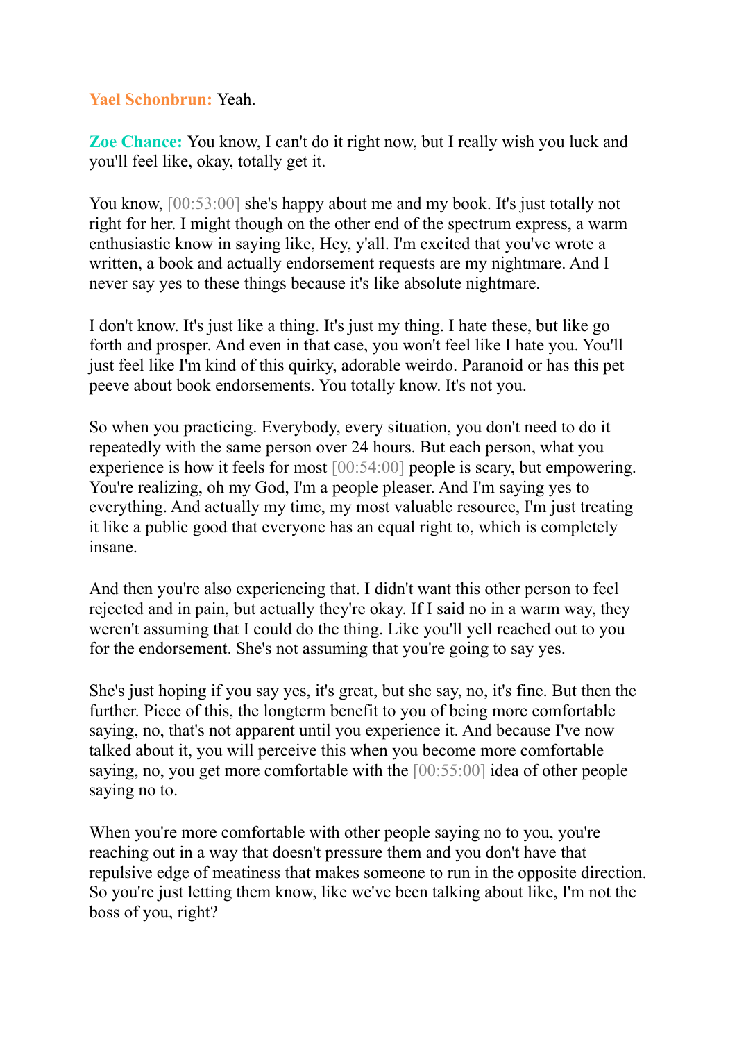**Yael Schonbrun:** Yeah.

**Zoe Chance:** You know, I can't do it right now, but I really wish you luck and you'll feel like, okay, totally get it.

You know, [00:53:00] she's happy about me and my book. It's just totally not right for her. I might though on the other end of the spectrum express, a warm enthusiastic know in saying like, Hey, y'all. I'm excited that you've wrote a written, a book and actually endorsement requests are my nightmare. And I never say yes to these things because it's like absolute nightmare.

I don't know. It's just like a thing. It's just my thing. I hate these, but like go forth and prosper. And even in that case, you won't feel like I hate you. You'll just feel like I'm kind of this quirky, adorable weirdo. Paranoid or has this pet peeve about book endorsements. You totally know. It's not you.

So when you practicing. Everybody, every situation, you don't need to do it repeatedly with the same person over 24 hours. But each person, what you experience is how it feels for most [00:54:00] people is scary, but empowering. You're realizing, oh my God, I'm a people pleaser. And I'm saying yes to everything. And actually my time, my most valuable resource, I'm just treating it like a public good that everyone has an equal right to, which is completely insane.

And then you're also experiencing that. I didn't want this other person to feel rejected and in pain, but actually they're okay. If I said no in a warm way, they weren't assuming that I could do the thing. Like you'll yell reached out to you for the endorsement. She's not assuming that you're going to say yes.

She's just hoping if you say yes, it's great, but she say, no, it's fine. But then the further. Piece of this, the longterm benefit to you of being more comfortable saying, no, that's not apparent until you experience it. And because I've now talked about it, you will perceive this when you become more comfortable saying, no, you get more comfortable with the [00:55:00] idea of other people saying no to.

When you're more comfortable with other people saying no to you, you're reaching out in a way that doesn't pressure them and you don't have that repulsive edge of meatiness that makes someone to run in the opposite direction. So you're just letting them know, like we've been talking about like, I'm not the boss of you, right?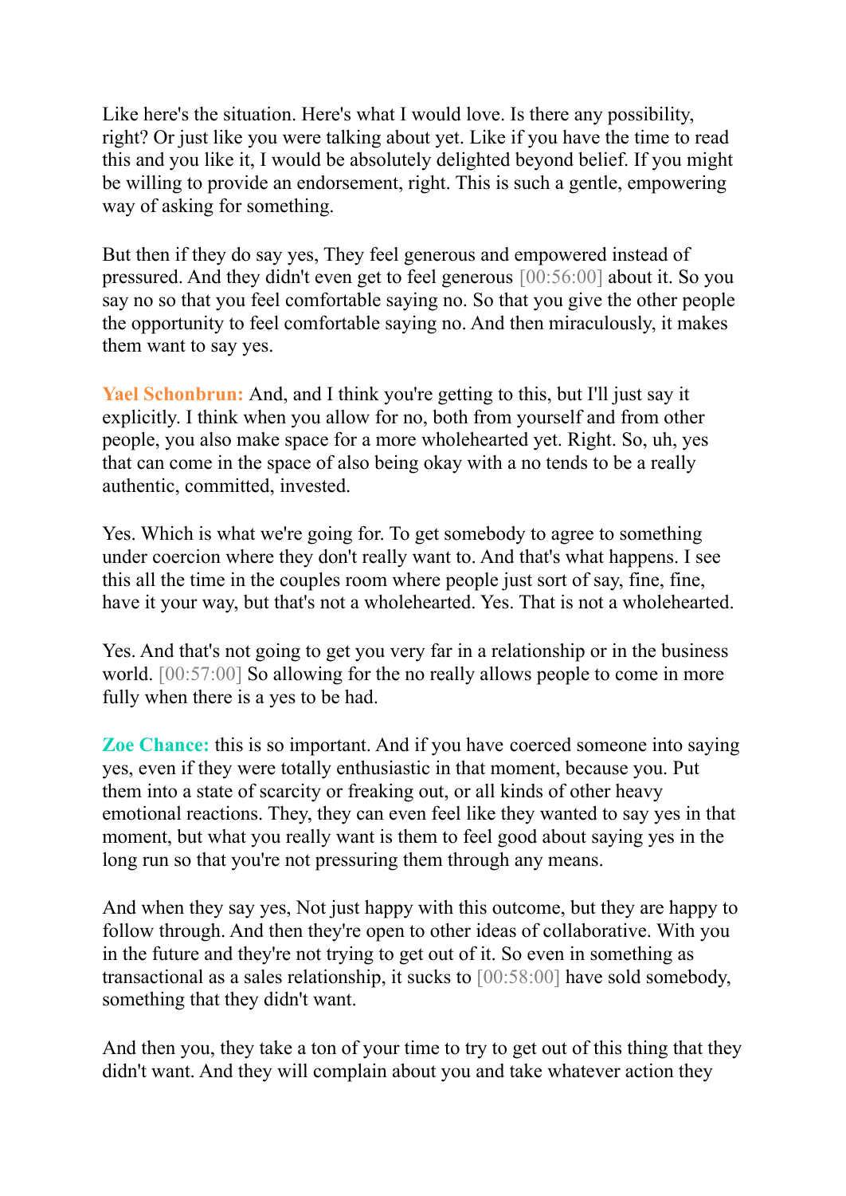Like here's the situation. Here's what I would love. Is there any possibility, right? Or just like you were talking about yet. Like if you have the time to read this and you like it, I would be absolutely delighted beyond belief. If you might be willing to provide an endorsement, right. This is such a gentle, empowering way of asking for something.

But then if they do say yes, They feel generous and empowered instead of pressured. And they didn't even get to feel generous [00:56:00] about it. So you say no so that you feel comfortable saying no. So that you give the other people the opportunity to feel comfortable saying no. And then miraculously, it makes them want to say yes.

**Yael Schonbrun:** And, and I think you're getting to this, but I'll just say it explicitly. I think when you allow for no, both from yourself and from other people, you also make space for a more wholehearted yet. Right. So, uh, yes that can come in the space of also being okay with a no tends to be a really authentic, committed, invested.

Yes. Which is what we're going for. To get somebody to agree to something under coercion where they don't really want to. And that's what happens. I see this all the time in the couples room where people just sort of say, fine, fine, have it your way, but that's not a wholehearted. Yes. That is not a wholehearted.

Yes. And that's not going to get you very far in a relationship or in the business world. [00:57:00] So allowing for the no really allows people to come in more fully when there is a yes to be had.

**Zoe Chance:** this is so important. And if you have coerced someone into saying yes, even if they were totally enthusiastic in that moment, because you. Put them into a state of scarcity or freaking out, or all kinds of other heavy emotional reactions. They, they can even feel like they wanted to say yes in that moment, but what you really want is them to feel good about saying yes in the long run so that you're not pressuring them through any means.

And when they say yes, Not just happy with this outcome, but they are happy to follow through. And then they're open to other ideas of collaborative. With you in the future and they're not trying to get out of it. So even in something as transactional as a sales relationship, it sucks to [00:58:00] have sold somebody, something that they didn't want.

And then you, they take a ton of your time to try to get out of this thing that they didn't want. And they will complain about you and take whatever action they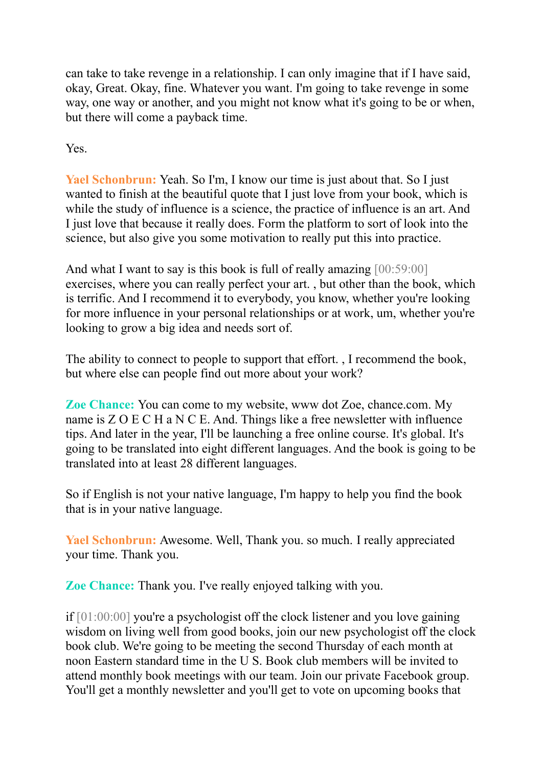can take to take revenge in a relationship. I can only imagine that if I have said, okay, Great. Okay, fine. Whatever you want. I'm going to take revenge in some way, one way or another, and you might not know what it's going to be or when, but there will come a payback time.

Yes.

**Yael Schonbrun:** Yeah. So I'm, I know our time is just about that. So I just wanted to finish at the beautiful quote that I just love from your book, which is while the study of influence is a science, the practice of influence is an art. And I just love that because it really does. Form the platform to sort of look into the science, but also give you some motivation to really put this into practice.

And what I want to say is this book is full of really amazing [00:59:00] exercises, where you can really perfect your art. , but other than the book, which is terrific. And I recommend it to everybody, you know, whether you're looking for more influence in your personal relationships or at work, um, whether you're looking to grow a big idea and needs sort of.

The ability to connect to people to support that effort. , I recommend the book, but where else can people find out more about your work?

**Zoe Chance:** You can come to my website, www dot Zoe, chance.com. My name is Z O E C H a N C E. And. Things like a free newsletter with influence tips. And later in the year, I'll be launching a free online course. It's global. It's going to be translated into eight different languages. And the book is going to be translated into at least 28 different languages.

So if English is not your native language, I'm happy to help you find the book that is in your native language.

**Yael Schonbrun:** Awesome. Well, Thank you. so much. I really appreciated your time. Thank you.

**Zoe Chance:** Thank you. I've really enjoyed talking with you.

if [01:00:00] you're a psychologist off the clock listener and you love gaining wisdom on living well from good books, join our new psychologist off the clock book club. We're going to be meeting the second Thursday of each month at noon Eastern standard time in the U S. Book club members will be invited to attend monthly book meetings with our team. Join our private Facebook group. You'll get a monthly newsletter and you'll get to vote on upcoming books that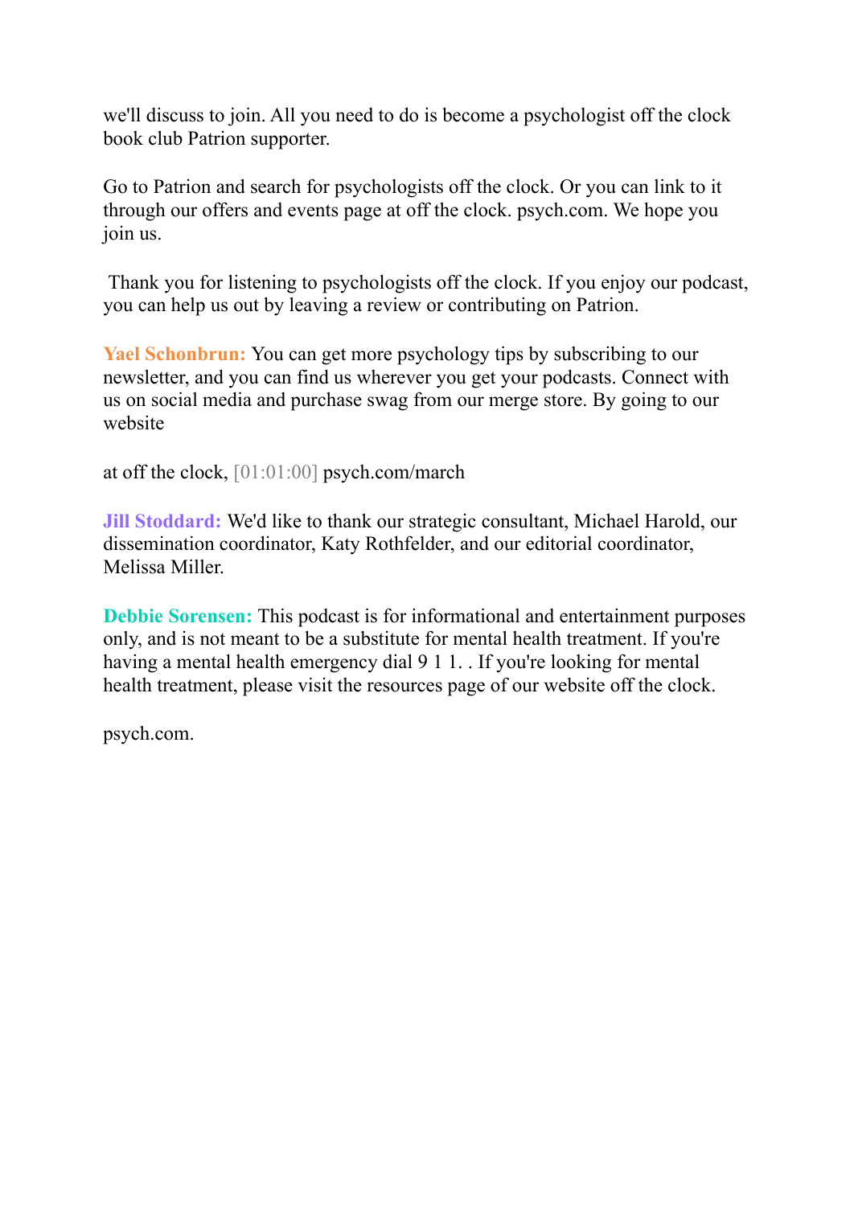we'll discuss to join. All you need to do is become a psychologist off the clock book club Patrion supporter.

Go to Patrion and search for psychologists off the clock. Or you can link to it through our offers and events page at off the clock. psych.com. We hope you join us.

Thank you for listening to psychologists off the clock. If you enjoy our podcast, you can help us out by leaving a review or contributing on Patrion.

**Yael Schonbrun:** You can get more psychology tips by subscribing to our newsletter, and you can find us wherever you get your podcasts. Connect with us on social media and purchase swag from our merge store. By going to our website

at off the clock, [01:01:00] psych.com/march

**Jill Stoddard:** We'd like to thank our strategic consultant, Michael Harold, our dissemination coordinator, Katy Rothfelder, and our editorial coordinator, Melissa Miller.

**Debbie Sorensen:** This podcast is for informational and entertainment purposes only, and is not meant to be a substitute for mental health treatment. If you're having a mental health emergency dial 9 1 1. . If you're looking for mental health treatment, please visit the resources page of our website off the clock.

psych.com.